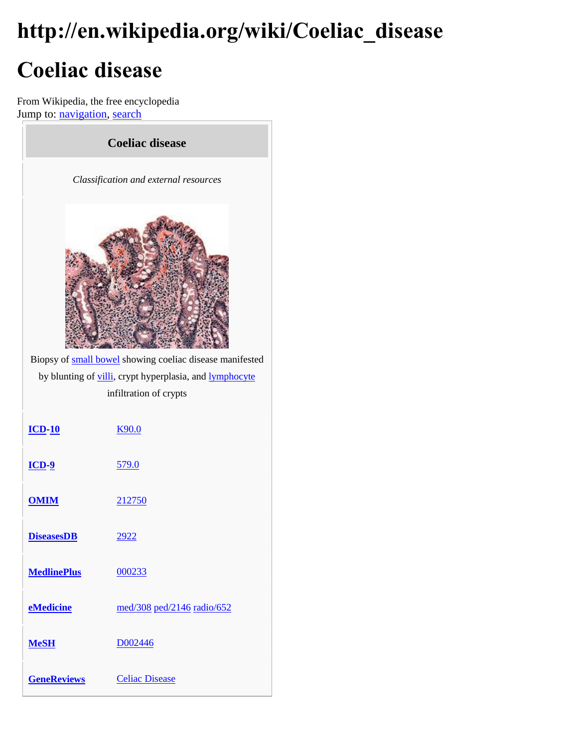# http://en.wikipedia.org/wiki/Coeliac_disease

# Coeliac disease

From Wikipedia, the free encyclopedia
Jump to: navigation, search

**Coeliac disease**

*Classification and external resources*

Biopsy of small bowel showing coeliac disease manifested by blunting of villi, crypt hyperplasia, and lymphocyte infiltration of crypts

| | |
|---|---|
| **ICD-10** | K90.0 |
| **ICD-9** | 579.0 |
| **OMIM** | 212750 |
| **DiseasesDB** | 2922 |
| **MedlinePlus** | 000233 |
| **eMedicine** | med/308 ped/2146 radio/652 |
| **MeSH** | D002446 |
| **GeneReviews** | Celiac Disease |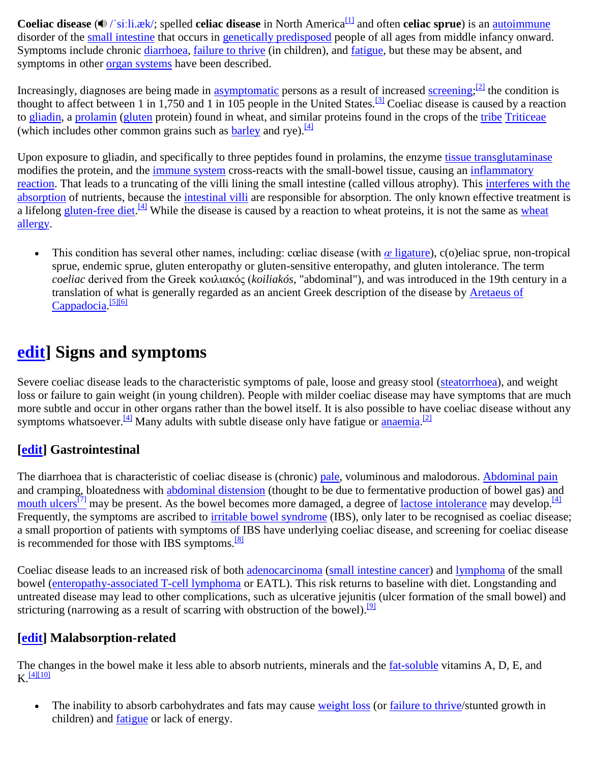**Coeliac disease** (🔊 /ˈsiːli.æk/; spelled **celiac disease** in North America[1] and often **celiac sprue**) is an autoimmune disorder of the small intestine that occurs in genetically predisposed people of all ages from middle infancy onward. Symptoms include chronic diarrhoea, failure to thrive (in children), and fatigue, but these may be absent, and symptoms in other organ systems have been described.

Increasingly, diagnoses are being made in asymptomatic persons as a result of increased screening;[2] the condition is thought to affect between 1 in 1,750 and 1 in 105 people in the United States.[3] Coeliac disease is caused by a reaction to gliadin, a prolamin (gluten protein) found in wheat, and similar proteins found in the crops of the tribe Triticeae (which includes other common grains such as barley and rye).[4]

Upon exposure to gliadin, and specifically to three peptides found in prolamins, the enzyme tissue transglutaminase modifies the protein, and the immune system cross-reacts with the small-bowel tissue, causing an inflammatory reaction. That leads to a truncating of the villi lining the small intestine (called villous atrophy). This interferes with the absorption of nutrients, because the intestinal villi are responsible for absorption. The only known effective treatment is a lifelong gluten-free diet.[4] While the disease is caused by a reaction to wheat proteins, it is not the same as wheat allergy.

- This condition has several other names, including: cœliac disease (with *œ* ligature), c(o)eliac sprue, non-tropical sprue, endemic sprue, gluten enteropathy or gluten-sensitive enteropathy, and gluten intolerance. The term *coeliac* derived from the Greek κοιλιακός (*koiliakós*, "abdominal"), and was introduced in the 19th century in a translation of what is generally regarded as an ancient Greek description of the disease by Aretaeus of Cappadocia.[5][6]

## edit] Signs and symptoms

Severe coeliac disease leads to the characteristic symptoms of pale, loose and greasy stool (steatorrhoea), and weight loss or failure to gain weight (in young children). People with milder coeliac disease may have symptoms that are much more subtle and occur in other organs rather than the bowel itself. It is also possible to have coeliac disease without any symptoms whatsoever.[4] Many adults with subtle disease only have fatigue or anaemia.[2]

### [edit] Gastrointestinal

The diarrhoea that is characteristic of coeliac disease is (chronic) pale, voluminous and malodorous. Abdominal pain and cramping, bloatedness with abdominal distension (thought to be due to fermentative production of bowel gas) and mouth ulcers[7] may be present. As the bowel becomes more damaged, a degree of lactose intolerance may develop.[4] Frequently, the symptoms are ascribed to irritable bowel syndrome (IBS), only later to be recognised as coeliac disease; a small proportion of patients with symptoms of IBS have underlying coeliac disease, and screening for coeliac disease is recommended for those with IBS symptoms.[8]

Coeliac disease leads to an increased risk of both adenocarcinoma (small intestine cancer) and lymphoma of the small bowel (enteropathy-associated T-cell lymphoma or EATL). This risk returns to baseline with diet. Longstanding and untreated disease may lead to other complications, such as ulcerative jejunitis (ulcer formation of the small bowel) and stricturing (narrowing as a result of scarring with obstruction of the bowel).[9]

### [edit] Malabsorption-related

The changes in the bowel make it less able to absorb nutrients, minerals and the fat-soluble vitamins A, D, E, and K.[4][10]

- The inability to absorb carbohydrates and fats may cause weight loss (or failure to thrive/stunted growth in children) and fatigue or lack of energy.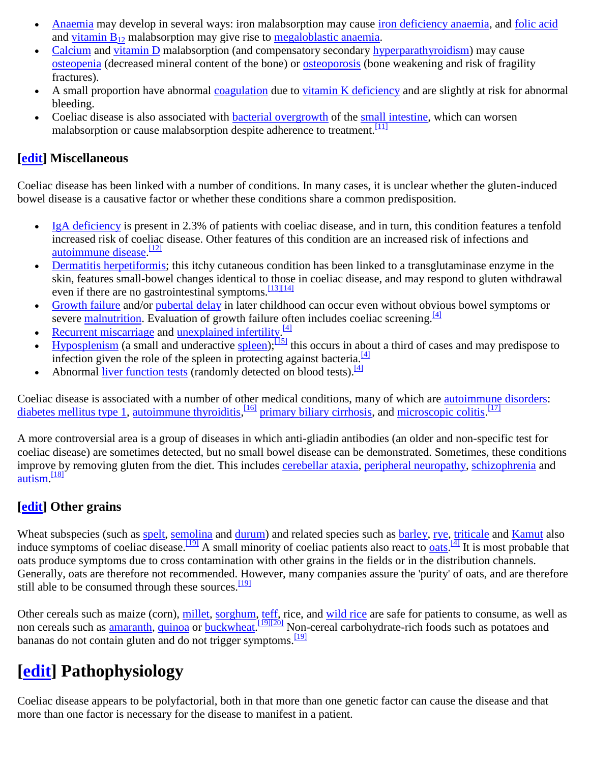- Anaemia may develop in several ways: iron malabsorption may cause iron deficiency anaemia, and folic acid and vitamin $B_{12}$ malabsorption may give rise to megaloblastic anaemia.
- Calcium and vitamin D malabsorption (and compensatory secondary hyperparathyroidism) may cause osteopenia (decreased mineral content of the bone) or osteoporosis (bone weakening and risk of fragility fractures).
- A small proportion have abnormal coagulation due to vitamin K deficiency and are slightly at risk for abnormal bleeding.
- Coeliac disease is also associated with bacterial overgrowth of the small intestine, which can worsen malabsorption or cause malabsorption despite adherence to treatment.[11]

### [edit] Miscellaneous

Coeliac disease has been linked with a number of conditions. In many cases, it is unclear whether the gluten-induced bowel disease is a causative factor or whether these conditions share a common predisposition.

- IgA deficiency is present in 2.3% of patients with coeliac disease, and in turn, this condition features a tenfold increased risk of coeliac disease. Other features of this condition are an increased risk of infections and autoimmune disease.[12]
- Dermatitis herpetiformis; this itchy cutaneous condition has been linked to a transglutaminase enzyme in the skin, features small-bowel changes identical to those in coeliac disease, and may respond to gluten withdrawal even if there are no gastrointestinal symptoms.[13][14]
- Growth failure and/or pubertal delay in later childhood can occur even without obvious bowel symptoms or severe malnutrition. Evaluation of growth failure often includes coeliac screening.[4]
- Recurrent miscarriage and unexplained infertility.[4]
- Hyposplenism (a small and underactive spleen);[15] this occurs in about a third of cases and may predispose to infection given the role of the spleen in protecting against bacteria.[4]
- Abnormal liver function tests (randomly detected on blood tests).[4]

Coeliac disease is associated with a number of other medical conditions, many of which are autoimmune disorders: diabetes mellitus type 1, autoimmune thyroiditis,[16] primary biliary cirrhosis, and microscopic colitis.[17]

A more controversial area is a group of diseases in which anti-gliadin antibodies (an older and non-specific test for coeliac disease) are sometimes detected, but no small bowel disease can be demonstrated. Sometimes, these conditions improve by removing gluten from the diet. This includes cerebellar ataxia, peripheral neuropathy, schizophrenia and autism.[18]

### [edit] Other grains

Wheat subspecies (such as spelt, semolina and durum) and related species such as barley, rye, triticale and Kamut also induce symptoms of coeliac disease.[19] A small minority of coeliac patients also react to oats.[4] It is most probable that oats produce symptoms due to cross contamination with other grains in the fields or in the distribution channels. Generally, oats are therefore not recommended. However, many companies assure the 'purity' of oats, and are therefore still able to be consumed through these sources.[19]

Other cereals such as maize (corn), millet, sorghum, teff, rice, and wild rice are safe for patients to consume, as well as non cereals such as amaranth, quinoa or buckwheat.[19][20] Non-cereal carbohydrate-rich foods such as potatoes and bananas do not contain gluten and do not trigger symptoms.[19]

## [edit] Pathophysiology

Coeliac disease appears to be polyfactorial, both in that more than one genetic factor can cause the disease and that more than one factor is necessary for the disease to manifest in a patient.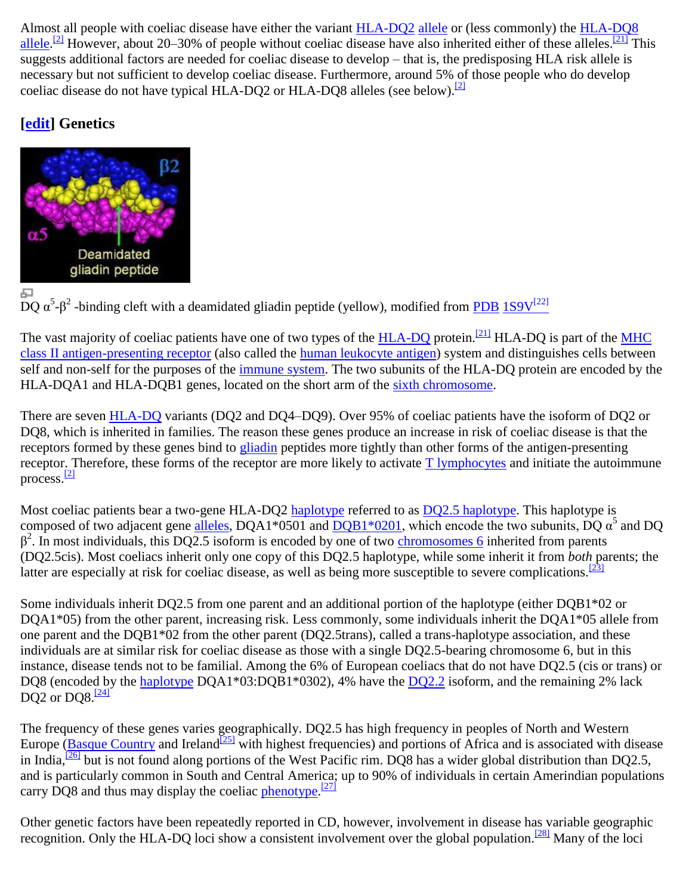Almost all people with coeliac disease have either the variant HLA-DQ2 allele or (less commonly) the HLA-DQ8 allele.[2] However, about 20–30% of people without coeliac disease have also inherited either of these alleles.[21] This suggests additional factors are needed for coeliac disease to develop – that is, the predisposing HLA risk allele is necessary but not sufficient to develop coeliac disease. Furthermore, around 5% of those people who do develop coeliac disease do not have typical HLA-DQ2 or HLA-DQ8 alleles (see below).[2]

## [edit] Genetics

DQ $\alpha^5$-$\beta^2$ -binding cleft with a deamidated gliadin peptide (yellow), modified from PDB 1S9V[22]

The vast majority of coeliac patients have one of two types of the HLA-DQ protein.[21] HLA-DQ is part of the MHC class II antigen-presenting receptor (also called the human leukocyte antigen) system and distinguishes cells between self and non-self for the purposes of the immune system. The two subunits of the HLA-DQ protein are encoded by the HLA-DQA1 and HLA-DQB1 genes, located on the short arm of the sixth chromosome.

There are seven HLA-DQ variants (DQ2 and DQ4–DQ9). Over 95% of coeliac patients have the isoform of DQ2 or DQ8, which is inherited in families. The reason these genes produce an increase in risk of coeliac disease is that the receptors formed by these genes bind to gliadin peptides more tightly than other forms of the antigen-presenting receptor. Therefore, these forms of the receptor are more likely to activate T lymphocytes and initiate the autoimmune process.[2]

Most coeliac patients bear a two-gene HLA-DQ2 haplotype referred to as DQ2.5 haplotype. This haplotype is composed of two adjacent gene alleles, DQA1*0501 and DQB1*0201, which encode the two subunits, DQ $\alpha^5$ and DQ $\beta^2$. In most individuals, this DQ2.5 isoform is encoded by one of two chromosomes 6 inherited from parents (DQ2.5cis). Most coeliacs inherit only one copy of this DQ2.5 haplotype, while some inherit it from *both* parents; the latter are especially at risk for coeliac disease, as well as being more susceptible to severe complications.[23]

Some individuals inherit DQ2.5 from one parent and an additional portion of the haplotype (either DQB1*02 or DQA1*05) from the other parent, increasing risk. Less commonly, some individuals inherit the DQA1*05 allele from one parent and the DQB1*02 from the other parent (DQ2.5trans), called a trans-haplotype association, and these individuals are at similar risk for coeliac disease as those with a single DQ2.5-bearing chromosome 6, but in this instance, disease tends not to be familial. Among the 6% of European coeliacs that do not have DQ2.5 (cis or trans) or DQ8 (encoded by the haplotype DQA1*03:DQB1*0302), 4% have the DQ2.2 isoform, and the remaining 2% lack DQ2 or DQ8.[24]

The frequency of these genes varies geographically. DQ2.5 has high frequency in peoples of North and Western Europe (Basque Country and Ireland[25] with highest frequencies) and portions of Africa and is associated with disease in India,[26] but is not found along portions of the West Pacific rim. DQ8 has a wider global distribution than DQ2.5, and is particularly common in South and Central America; up to 90% of individuals in certain Amerindian populations carry DQ8 and thus may display the coeliac phenotype.[27]

Other genetic factors have been repeatedly reported in CD, however, involvement in disease has variable geographic recognition. Only the HLA-DQ loci show a consistent involvement over the global population.[28] Many of the loci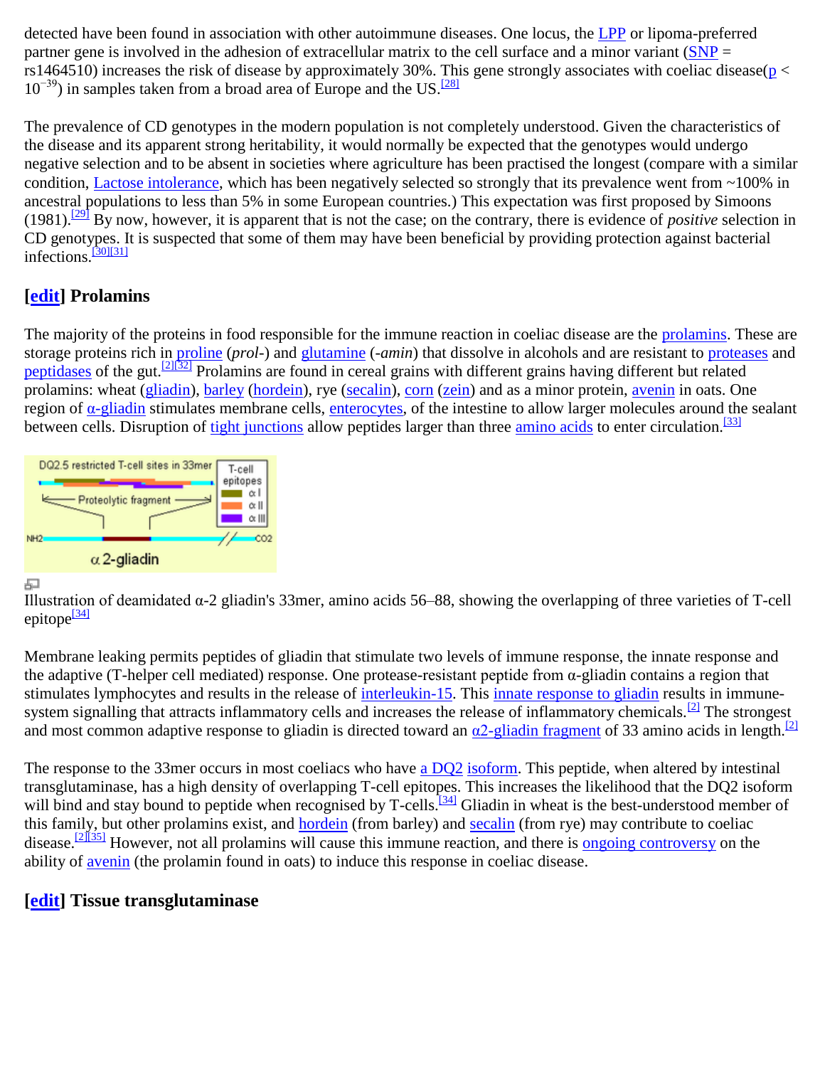detected have been found in association with other autoimmune diseases. One locus, the LPP or lipoma-preferred partner gene is involved in the adhesion of extracellular matrix to the cell surface and a minor variant (SNP = rs1464510) increases the risk of disease by approximately 30%. This gene strongly associates with coeliac disease($p < 10^{-39}$) in samples taken from a broad area of Europe and the US.[28]

The prevalence of CD genotypes in the modern population is not completely understood. Given the characteristics of the disease and its apparent strong heritability, it would normally be expected that the genotypes would undergo negative selection and to be absent in societies where agriculture has been practised the longest (compare with a similar condition, Lactose intolerance, which has been negatively selected so strongly that its prevalence went from ~100% in ancestral populations to less than 5% in some European countries.) This expectation was first proposed by Simoons (1981).[29] By now, however, it is apparent that is not the case; on the contrary, there is evidence of *positive* selection in CD genotypes. It is suspected that some of them may have been beneficial by providing protection against bacterial infections.[30][31]

## [edit] Prolamins

The majority of the proteins in food responsible for the immune reaction in coeliac disease are the prolamins. These are storage proteins rich in proline (*prol-*) and glutamine (*-amin*) that dissolve in alcohols and are resistant to proteases and peptidases of the gut.[2][32] Prolamins are found in cereal grains with different grains having different but related prolamins: wheat (gliadin), barley (hordein), rye (secalin), corn (zein) and as a minor protein, avenin in oats. One region of α-gliadin stimulates membrane cells, enterocytes, of the intestine to allow larger molecules around the sealant between cells. Disruption of tight junctions allow peptides larger than three amino acids to enter circulation.[33]

Illustration of deamidated α-2 gliadin's 33mer, amino acids 56–88, showing the overlapping of three varieties of T-cell epitope[34]

Membrane leaking permits peptides of gliadin that stimulate two levels of immune response, the innate response and the adaptive (T-helper cell mediated) response. One protease-resistant peptide from α-gliadin contains a region that stimulates lymphocytes and results in the release of interleukin-15. This innate response to gliadin results in immune-system signalling that attracts inflammatory cells and increases the release of inflammatory chemicals.[2] The strongest and most common adaptive response to gliadin is directed toward an α2-gliadin fragment of 33 amino acids in length.[2]

The response to the 33mer occurs in most coeliacs who have a DQ2 isoform. This peptide, when altered by intestinal transglutaminase, has a high density of overlapping T-cell epitopes. This increases the likelihood that the DQ2 isoform will bind and stay bound to peptide when recognised by T-cells.[34] Gliadin in wheat is the best-understood member of this family, but other prolamins exist, and hordein (from barley) and secalin (from rye) may contribute to coeliac disease.[2][35] However, not all prolamins will cause this immune reaction, and there is ongoing controversy on the ability of avenin (the prolamin found in oats) to induce this response in coeliac disease.

## [edit] Tissue transglutaminase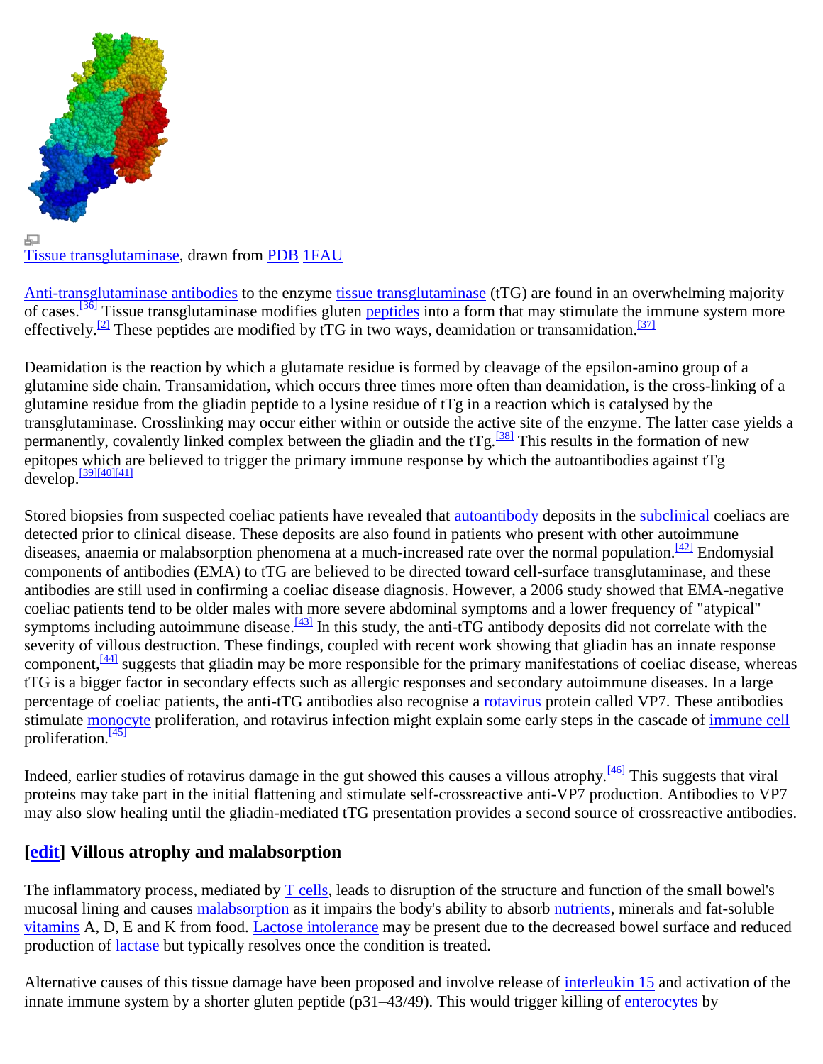Tissue transglutaminase, drawn from PDB 1FAU

Anti-transglutaminase antibodies to the enzyme tissue transglutaminase (tTG) are found in an overwhelming majority of cases.[36] Tissue transglutaminase modifies gluten peptides into a form that may stimulate the immune system more effectively.[2] These peptides are modified by tTG in two ways, deamidation or transamidation.[37]

Deamidation is the reaction by which a glutamate residue is formed by cleavage of the epsilon-amino group of a glutamine side chain. Transamidation, which occurs three times more often than deamidation, is the cross-linking of a glutamine residue from the gliadin peptide to a lysine residue of tTg in a reaction which is catalysed by the transglutaminase. Crosslinking may occur either within or outside the active site of the enzyme. The latter case yields a permanently, covalently linked complex between the gliadin and the tTg.[38] This results in the formation of new epitopes which are believed to trigger the primary immune response by which the autoantibodies against tTg develop.[39][40][41]

Stored biopsies from suspected coeliac patients have revealed that autoantibody deposits in the subclinical coeliacs are detected prior to clinical disease. These deposits are also found in patients who present with other autoimmune diseases, anaemia or malabsorption phenomena at a much-increased rate over the normal population.[42] Endomysial components of antibodies (EMA) to tTG are believed to be directed toward cell-surface transglutaminase, and these antibodies are still used in confirming a coeliac disease diagnosis. However, a 2006 study showed that EMA-negative coeliac patients tend to be older males with more severe abdominal symptoms and a lower frequency of "atypical" symptoms including autoimmune disease.[43] In this study, the anti-tTG antibody deposits did not correlate with the severity of villous destruction. These findings, coupled with recent work showing that gliadin has an innate response component,[44] suggests that gliadin may be more responsible for the primary manifestations of coeliac disease, whereas tTG is a bigger factor in secondary effects such as allergic responses and secondary autoimmune diseases. In a large percentage of coeliac patients, the anti-tTG antibodies also recognise a rotavirus protein called VP7. These antibodies stimulate monocyte proliferation, and rotavirus infection might explain some early steps in the cascade of immune cell proliferation.[45]

Indeed, earlier studies of rotavirus damage in the gut showed this causes a villous atrophy.[46] This suggests that viral proteins may take part in the initial flattening and stimulate self-crossreactive anti-VP7 production. Antibodies to VP7 may also slow healing until the gliadin-mediated tTG presentation provides a second source of crossreactive antibodies.

### [edit] Villous atrophy and malabsorption

The inflammatory process, mediated by T cells, leads to disruption of the structure and function of the small bowel's mucosal lining and causes malabsorption as it impairs the body's ability to absorb nutrients, minerals and fat-soluble vitamins A, D, E and K from food. Lactose intolerance may be present due to the decreased bowel surface and reduced production of lactase but typically resolves once the condition is treated.

Alternative causes of this tissue damage have been proposed and involve release of interleukin 15 and activation of the innate immune system by a shorter gluten peptide (p31–43/49). This would trigger killing of enterocytes by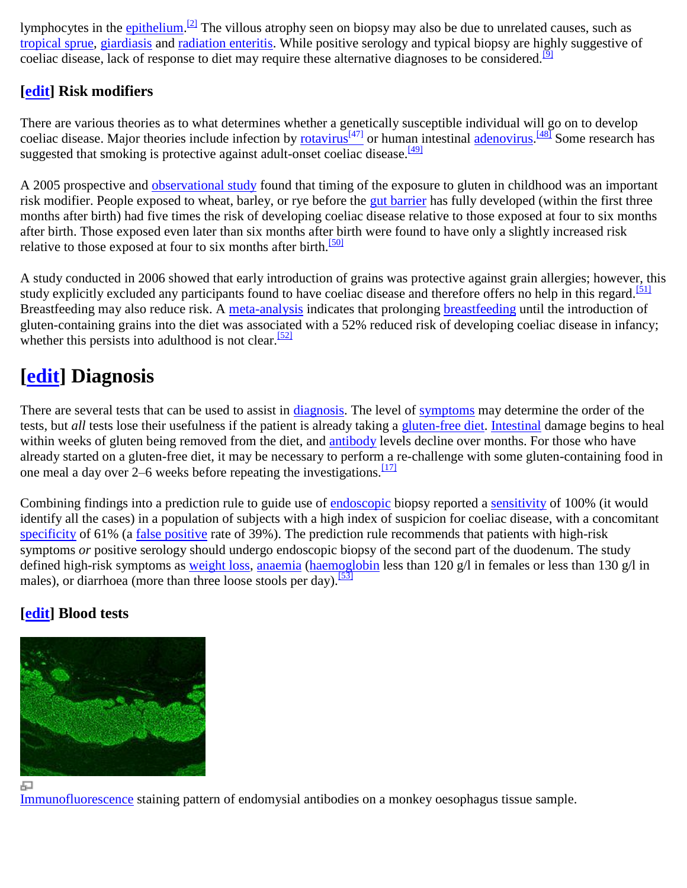lymphocytes in the epithelium.[2] The villous atrophy seen on biopsy may also be due to unrelated causes, such as tropical sprue, giardiasis and radiation enteritis. While positive serology and typical biopsy are highly suggestive of coeliac disease, lack of response to diet may require these alternative diagnoses to be considered.[9]

### [edit] Risk modifiers

There are various theories as to what determines whether a genetically susceptible individual will go on to develop coeliac disease. Major theories include infection by rotavirus[47] or human intestinal adenovirus.[48] Some research has suggested that smoking is protective against adult-onset coeliac disease.[49]

A 2005 prospective and observational study found that timing of the exposure to gluten in childhood was an important risk modifier. People exposed to wheat, barley, or rye before the gut barrier has fully developed (within the first three months after birth) had five times the risk of developing coeliac disease relative to those exposed at four to six months after birth. Those exposed even later than six months after birth were found to have only a slightly increased risk relative to those exposed at four to six months after birth.[50]

A study conducted in 2006 showed that early introduction of grains was protective against grain allergies; however, this study explicitly excluded any participants found to have coeliac disease and therefore offers no help in this regard.[51] Breastfeeding may also reduce risk. A meta-analysis indicates that prolonging breastfeeding until the introduction of gluten-containing grains into the diet was associated with a 52% reduced risk of developing coeliac disease in infancy; whether this persists into adulthood is not clear.[52]

## [edit] Diagnosis

There are several tests that can be used to assist in diagnosis. The level of symptoms may determine the order of the tests, but *all* tests lose their usefulness if the patient is already taking a gluten-free diet. Intestinal damage begins to heal within weeks of gluten being removed from the diet, and antibody levels decline over months. For those who have already started on a gluten-free diet, it may be necessary to perform a re-challenge with some gluten-containing food in one meal a day over 2–6 weeks before repeating the investigations.[17]

Combining findings into a prediction rule to guide use of endoscopic biopsy reported a sensitivity of 100% (it would identify all the cases) in a population of subjects with a high index of suspicion for coeliac disease, with a concomitant specificity of 61% (a false positive rate of 39%). The prediction rule recommends that patients with high-risk symptoms *or* positive serology should undergo endoscopic biopsy of the second part of the duodenum. The study defined high-risk symptoms as weight loss, anaemia (haemoglobin less than 120 g/l in females or less than 130 g/l in males), or diarrhoea (more than three loose stools per day).[53]

### [edit] Blood tests

Immunofluorescence staining pattern of endomysial antibodies on a monkey oesophagus tissue sample.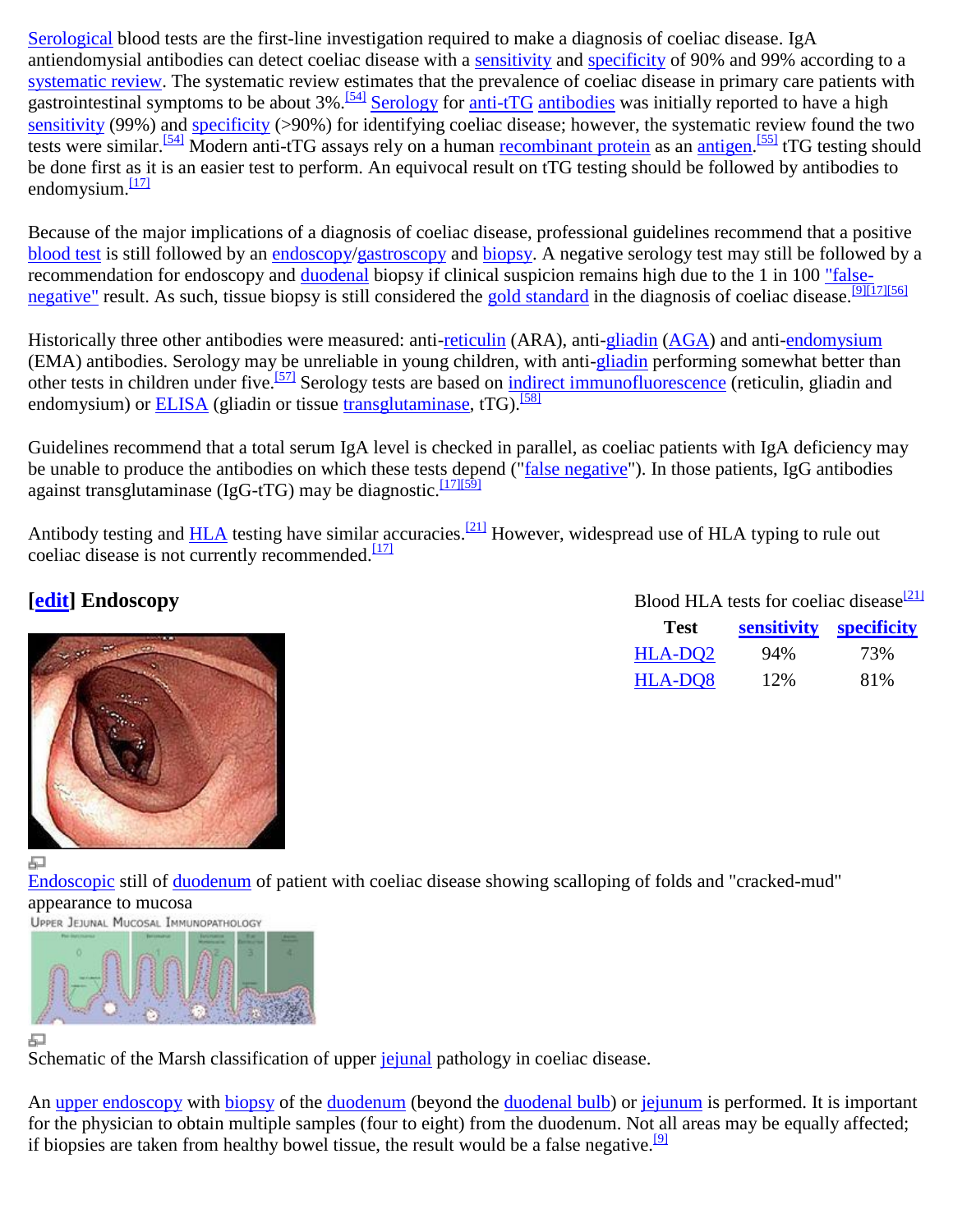Serological blood tests are the first-line investigation required to make a diagnosis of coeliac disease. IgA antiendomysial antibodies can detect coeliac disease with a sensitivity and specificity of 90% and 99% according to a systematic review. The systematic review estimates that the prevalence of coeliac disease in primary care patients with gastrointestinal symptoms to be about 3%.[54] Serology for anti-tTG antibodies was initially reported to have a high sensitivity (99%) and specificity (>90%) for identifying coeliac disease; however, the systematic review found the two tests were similar.[54] Modern anti-tTG assays rely on a human recombinant protein as an antigen.[55] tTG testing should be done first as it is an easier test to perform. An equivocal result on tTG testing should be followed by antibodies to endomysium.[17]

Because of the major implications of a diagnosis of coeliac disease, professional guidelines recommend that a positive blood test is still followed by an endoscopy/gastroscopy and biopsy. A negative serology test may still be followed by a recommendation for endoscopy and duodenal biopsy if clinical suspicion remains high due to the 1 in 100 "false-negative" result. As such, tissue biopsy is still considered the gold standard in the diagnosis of coeliac disease.[9][17][56]

Historically three other antibodies were measured: anti-reticulin (ARA), anti-gliadin (AGA) and anti-endomysium (EMA) antibodies. Serology may be unreliable in young children, with anti-gliadin performing somewhat better than other tests in children under five.[57] Serology tests are based on indirect immunofluorescence (reticulin, gliadin and endomysium) or ELISA (gliadin or tissue transglutaminase, tTG).[58]

Guidelines recommend that a total serum IgA level is checked in parallel, as coeliac patients with IgA deficiency may be unable to produce the antibodies on which these tests depend ("false negative"). In those patients, IgG antibodies against transglutaminase (IgG-tTG) may be diagnostic.[17][59]

Antibody testing and HLA testing have similar accuracies.[21] However, widespread use of HLA typing to rule out coeliac disease is not currently recommended.[17]

Blood HLA tests for coeliac disease[21]

| Test | sensitivity | specificity |
|---|---|---|
| HLA-DQ2 | 94% | 73% |
| HLA-DQ8 | 12% | 81% |

## [edit] Endoscopy

Endoscopic still of duodenum of patient with coeliac disease showing scalloping of folds and "cracked-mud" appearance to mucosa

Schematic of the Marsh classification of upper jejunal pathology in coeliac disease.

An upper endoscopy with biopsy of the duodenum (beyond the duodenal bulb) or jejunum is performed. It is important for the physician to obtain multiple samples (four to eight) from the duodenum. Not all areas may be equally affected; if biopsies are taken from healthy bowel tissue, the result would be a false negative.[9]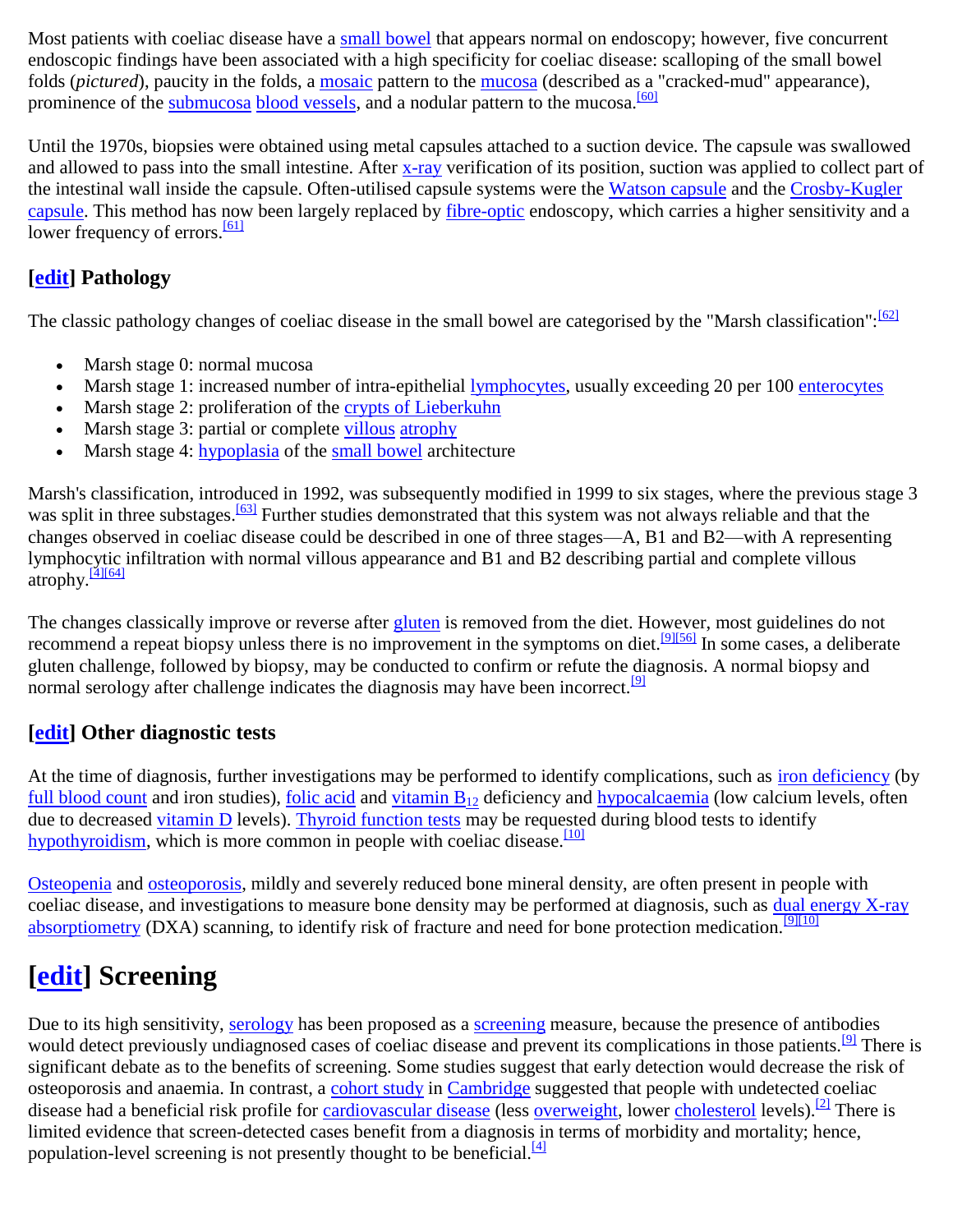Most patients with coeliac disease have a small bowel that appears normal on endoscopy; however, five concurrent endoscopic findings have been associated with a high specificity for coeliac disease: scalloping of the small bowel folds (*pictured*), paucity in the folds, a mosaic pattern to the mucosa (described as a "cracked-mud" appearance), prominence of the submucosa blood vessels, and a nodular pattern to the mucosa.[60]

Until the 1970s, biopsies were obtained using metal capsules attached to a suction device. The capsule was swallowed and allowed to pass into the small intestine. After x-ray verification of its position, suction was applied to collect part of the intestinal wall inside the capsule. Often-utilised capsule systems were the Watson capsule and the Crosby-Kugler capsule. This method has now been largely replaced by fibre-optic endoscopy, which carries a higher sensitivity and a lower frequency of errors.[61]

### [edit] Pathology

The classic pathology changes of coeliac disease in the small bowel are categorised by the "Marsh classification":[62]

- Marsh stage 0: normal mucosa
- Marsh stage 1: increased number of intra-epithelial lymphocytes, usually exceeding 20 per 100 enterocytes
- Marsh stage 2: proliferation of the crypts of Lieberkuhn
- Marsh stage 3: partial or complete villous atrophy
- Marsh stage 4: hypoplasia of the small bowel architecture

Marsh's classification, introduced in 1992, was subsequently modified in 1999 to six stages, where the previous stage 3 was split in three substages.[63] Further studies demonstrated that this system was not always reliable and that the changes observed in coeliac disease could be described in one of three stages—A, B1 and B2—with A representing lymphocytic infiltration with normal villous appearance and B1 and B2 describing partial and complete villous atrophy.[4][64]

The changes classically improve or reverse after gluten is removed from the diet. However, most guidelines do not recommend a repeat biopsy unless there is no improvement in the symptoms on diet.[9][56] In some cases, a deliberate gluten challenge, followed by biopsy, may be conducted to confirm or refute the diagnosis. A normal biopsy and normal serology after challenge indicates the diagnosis may have been incorrect.[9]

### [edit] Other diagnostic tests

At the time of diagnosis, further investigations may be performed to identify complications, such as iron deficiency (by full blood count and iron studies), folic acid and vitamin $B_{12}$ deficiency and hypocalcaemia (low calcium levels, often due to decreased vitamin D levels). Thyroid function tests may be requested during blood tests to identify hypothyroidism, which is more common in people with coeliac disease.[10]

Osteopenia and osteoporosis, mildly and severely reduced bone mineral density, are often present in people with coeliac disease, and investigations to measure bone density may be performed at diagnosis, such as dual energy X-ray absorptiometry (DXA) scanning, to identify risk of fracture and need for bone protection medication.[9][10]

## [edit] Screening

Due to its high sensitivity, serology has been proposed as a screening measure, because the presence of antibodies would detect previously undiagnosed cases of coeliac disease and prevent its complications in those patients.[9] There is significant debate as to the benefits of screening. Some studies suggest that early detection would decrease the risk of osteoporosis and anaemia. In contrast, a cohort study in Cambridge suggested that people with undetected coeliac disease had a beneficial risk profile for cardiovascular disease (less overweight, lower cholesterol levels).[2] There is limited evidence that screen-detected cases benefit from a diagnosis in terms of morbidity and mortality; hence, population-level screening is not presently thought to be beneficial.[4]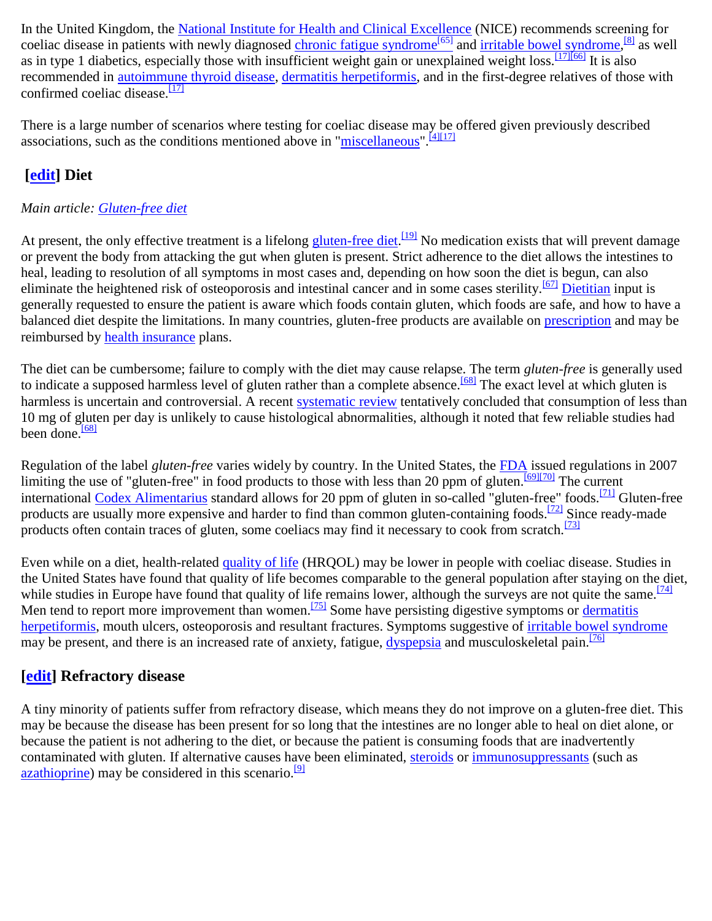In the United Kingdom, the National Institute for Health and Clinical Excellence (NICE) recommends screening for coeliac disease in patients with newly diagnosed chronic fatigue syndrome[65] and irritable bowel syndrome,[8] as well as in type 1 diabetics, especially those with insufficient weight gain or unexplained weight loss.[17][66] It is also recommended in autoimmune thyroid disease, dermatitis herpetiformis, and in the first-degree relatives of those with confirmed coeliac disease.[17]

There is a large number of scenarios where testing for coeliac disease may be offered given previously described associations, such as the conditions mentioned above in "miscellaneous".[4][17]

## [edit] Diet

*Main article: Gluten-free diet*

At present, the only effective treatment is a lifelong gluten-free diet.[19] No medication exists that will prevent damage or prevent the body from attacking the gut when gluten is present. Strict adherence to the diet allows the intestines to heal, leading to resolution of all symptoms in most cases and, depending on how soon the diet is begun, can also eliminate the heightened risk of osteoporosis and intestinal cancer and in some cases sterility.[67] Dietitian input is generally requested to ensure the patient is aware which foods contain gluten, which foods are safe, and how to have a balanced diet despite the limitations. In many countries, gluten-free products are available on prescription and may be reimbursed by health insurance plans.

The diet can be cumbersome; failure to comply with the diet may cause relapse. The term *gluten-free* is generally used to indicate a supposed harmless level of gluten rather than a complete absence.[68] The exact level at which gluten is harmless is uncertain and controversial. A recent systematic review tentatively concluded that consumption of less than 10 mg of gluten per day is unlikely to cause histological abnormalities, although it noted that few reliable studies had been done.[68]

Regulation of the label *gluten-free* varies widely by country. In the United States, the FDA issued regulations in 2007 limiting the use of "gluten-free" in food products to those with less than 20 ppm of gluten.[69][70] The current international Codex Alimentarius standard allows for 20 ppm of gluten in so-called "gluten-free" foods.[71] Gluten-free products are usually more expensive and harder to find than common gluten-containing foods.[72] Since ready-made products often contain traces of gluten, some coeliacs may find it necessary to cook from scratch.[73]

Even while on a diet, health-related quality of life (HRQOL) may be lower in people with coeliac disease. Studies in the United States have found that quality of life becomes comparable to the general population after staying on the diet, while studies in Europe have found that quality of life remains lower, although the surveys are not quite the same.[74] Men tend to report more improvement than women.[75] Some have persisting digestive symptoms or dermatitis herpetiformis, mouth ulcers, osteoporosis and resultant fractures. Symptoms suggestive of irritable bowel syndrome may be present, and there is an increased rate of anxiety, fatigue, dyspepsia and musculoskeletal pain.[76]

## [edit] Refractory disease

A tiny minority of patients suffer from refractory disease, which means they do not improve on a gluten-free diet. This may be because the disease has been present for so long that the intestines are no longer able to heal on diet alone, or because the patient is not adhering to the diet, or because the patient is consuming foods that are inadvertently contaminated with gluten. If alternative causes have been eliminated, steroids or immunosuppressants (such as azathioprine) may be considered in this scenario.[9]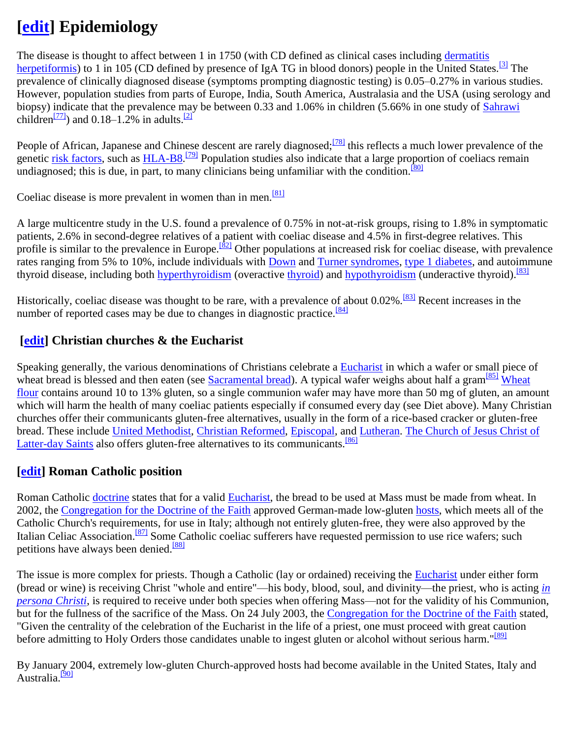## [edit] Epidemiology

The disease is thought to affect between 1 in 1750 (with CD defined as clinical cases including dermatitis herpetiformis) to 1 in 105 (CD defined by presence of IgA TG in blood donors) people in the United States.[3] The prevalence of clinically diagnosed disease (symptoms prompting diagnostic testing) is 0.05–0.27% in various studies. However, population studies from parts of Europe, India, South America, Australasia and the USA (using serology and biopsy) indicate that the prevalence may be between 0.33 and 1.06% in children (5.66% in one study of Sahrawi children[77]) and 0.18–1.2% in adults.[2]

People of African, Japanese and Chinese descent are rarely diagnosed;[78] this reflects a much lower prevalence of the genetic risk factors, such as HLA-B8.[79] Population studies also indicate that a large proportion of coeliacs remain undiagnosed; this is due, in part, to many clinicians being unfamiliar with the condition.[80]

Coeliac disease is more prevalent in women than in men.[81]

A large multicentre study in the U.S. found a prevalence of 0.75% in not-at-risk groups, rising to 1.8% in symptomatic patients, 2.6% in second-degree relatives of a patient with coeliac disease and 4.5% in first-degree relatives. This profile is similar to the prevalence in Europe.[82] Other populations at increased risk for coeliac disease, with prevalence rates ranging from 5% to 10%, include individuals with Down and Turner syndromes, type 1 diabetes, and autoimmune thyroid disease, including both hyperthyroidism (overactive thyroid) and hypothyroidism (underactive thyroid).[83]

Historically, coeliac disease was thought to be rare, with a prevalence of about 0.02%.[83] Recent increases in the number of reported cases may be due to changes in diagnostic practice.[84]

### [edit] Christian churches & the Eucharist

Speaking generally, the various denominations of Christians celebrate a Eucharist in which a wafer or small piece of wheat bread is blessed and then eaten (see Sacramental bread). A typical wafer weighs about half a gram[85] Wheat flour contains around 10 to 13% gluten, so a single communion wafer may have more than 50 mg of gluten, an amount which will harm the health of many coeliac patients especially if consumed every day (see Diet above). Many Christian churches offer their communicants gluten-free alternatives, usually in the form of a rice-based cracker or gluten-free bread. These include United Methodist, Christian Reformed, Episcopal, and Lutheran. The Church of Jesus Christ of Latter-day Saints also offers gluten-free alternatives to its communicants.[86]

### [edit] Roman Catholic position

Roman Catholic doctrine states that for a valid Eucharist, the bread to be used at Mass must be made from wheat. In 2002, the Congregation for the Doctrine of the Faith approved German-made low-gluten hosts, which meets all of the Catholic Church's requirements, for use in Italy; although not entirely gluten-free, they were also approved by the Italian Celiac Association.[87] Some Catholic coeliac sufferers have requested permission to use rice wafers; such petitions have always been denied.[88]

The issue is more complex for priests. Though a Catholic (lay or ordained) receiving the Eucharist under either form (bread or wine) is receiving Christ "whole and entire"—his body, blood, soul, and divinity—the priest, who is acting *in persona Christi*, is required to receive under both species when offering Mass—not for the validity of his Communion, but for the fullness of the sacrifice of the Mass. On 24 July 2003, the Congregation for the Doctrine of the Faith stated, "Given the centrality of the celebration of the Eucharist in the life of a priest, one must proceed with great caution before admitting to Holy Orders those candidates unable to ingest gluten or alcohol without serious harm."[89]

By January 2004, extremely low-gluten Church-approved hosts had become available in the United States, Italy and Australia.[90]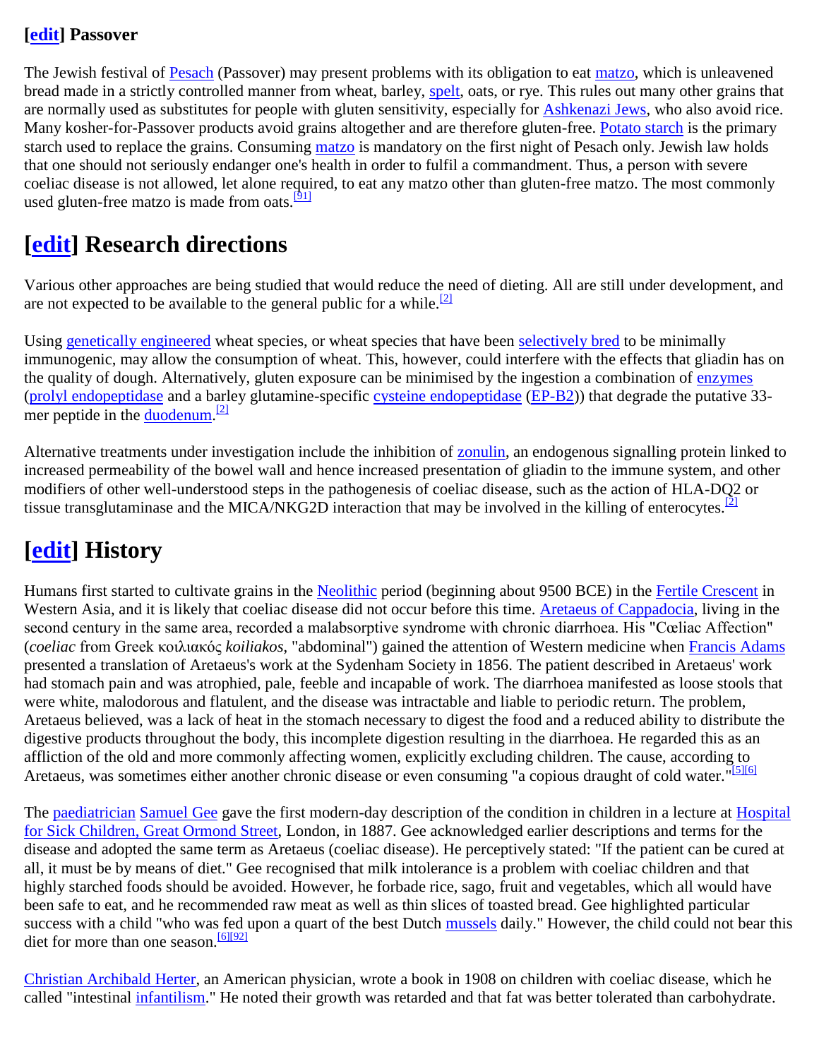### [edit] Passover

The Jewish festival of Pesach (Passover) may present problems with its obligation to eat matzo, which is unleavened bread made in a strictly controlled manner from wheat, barley, spelt, oats, or rye. This rules out many other grains that are normally used as substitutes for people with gluten sensitivity, especially for Ashkenazi Jews, who also avoid rice. Many kosher-for-Passover products avoid grains altogether and are therefore gluten-free. Potato starch is the primary starch used to replace the grains. Consuming matzo is mandatory on the first night of Pesach only. Jewish law holds that one should not seriously endanger one's health in order to fulfil a commandment. Thus, a person with severe coeliac disease is not allowed, let alone required, to eat any matzo other than gluten-free matzo. The most commonly used gluten-free matzo is made from oats.[91]

## [edit] Research directions

Various other approaches are being studied that would reduce the need of dieting. All are still under development, and are not expected to be available to the general public for a while.[2]

Using genetically engineered wheat species, or wheat species that have been selectively bred to be minimally immunogenic, may allow the consumption of wheat. This, however, could interfere with the effects that gliadin has on the quality of dough. Alternatively, gluten exposure can be minimised by the ingestion a combination of enzymes (prolyl endopeptidase and a barley glutamine-specific cysteine endopeptidase (EP-B2)) that degrade the putative 33-mer peptide in the duodenum.[2]

Alternative treatments under investigation include the inhibition of zonulin, an endogenous signalling protein linked to increased permeability of the bowel wall and hence increased presentation of gliadin to the immune system, and other modifiers of other well-understood steps in the pathogenesis of coeliac disease, such as the action of HLA-DQ2 or tissue transglutaminase and the MICA/NKG2D interaction that may be involved in the killing of enterocytes.[2]

## [edit] History

Humans first started to cultivate grains in the Neolithic period (beginning about 9500 BCE) in the Fertile Crescent in Western Asia, and it is likely that coeliac disease did not occur before this time. Aretaeus of Cappadocia, living in the second century in the same area, recorded a malabsorptive syndrome with chronic diarrhoea. His "Cœliac Affection" (*coeliac* from Greek κοιλιακός *koiliakos*, "abdominal") gained the attention of Western medicine when Francis Adams presented a translation of Aretaeus's work at the Sydenham Society in 1856. The patient described in Aretaeus' work had stomach pain and was atrophied, pale, feeble and incapable of work. The diarrhoea manifested as loose stools that were white, malodorous and flatulent, and the disease was intractable and liable to periodic return. The problem, Aretaeus believed, was a lack of heat in the stomach necessary to digest the food and a reduced ability to distribute the digestive products throughout the body, this incomplete digestion resulting in the diarrhoea. He regarded this as an affliction of the old and more commonly affecting women, explicitly excluding children. The cause, according to Aretaeus, was sometimes either another chronic disease or even consuming "a copious draught of cold water."[5][6]

The paediatrician Samuel Gee gave the first modern-day description of the condition in children in a lecture at Hospital for Sick Children, Great Ormond Street, London, in 1887. Gee acknowledged earlier descriptions and terms for the disease and adopted the same term as Aretaeus (coeliac disease). He perceptively stated: "If the patient can be cured at all, it must be by means of diet." Gee recognised that milk intolerance is a problem with coeliac children and that highly starched foods should be avoided. However, he forbade rice, sago, fruit and vegetables, which all would have been safe to eat, and he recommended raw meat as well as thin slices of toasted bread. Gee highlighted particular success with a child "who was fed upon a quart of the best Dutch mussels daily." However, the child could not bear this diet for more than one season.[6][92]

Christian Archibald Herter, an American physician, wrote a book in 1908 on children with coeliac disease, which he called "intestinal infantilism." He noted their growth was retarded and that fat was better tolerated than carbohydrate.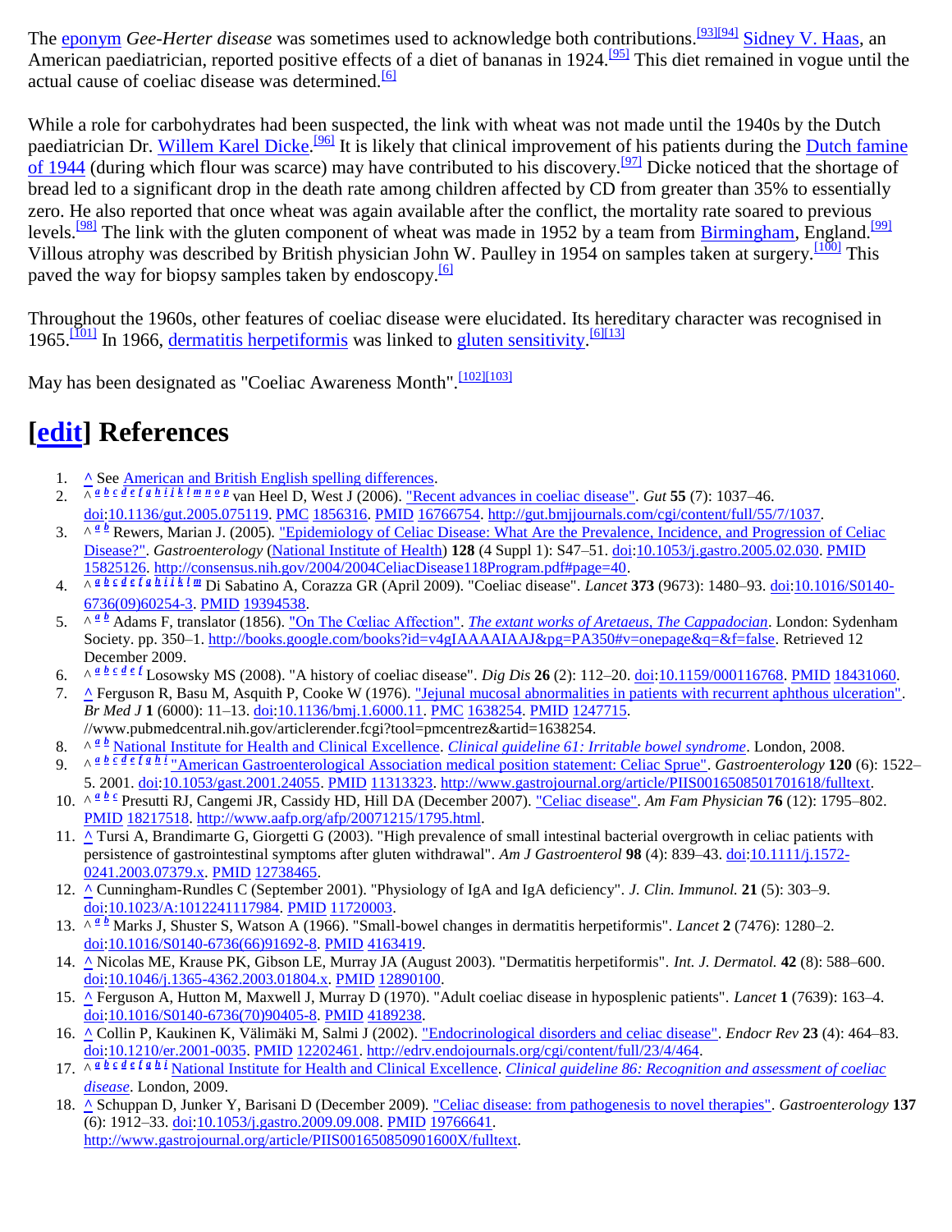The eponym *Gee-Herter disease* was sometimes used to acknowledge both contributions.[93][94] Sidney V. Haas, an American paediatrician, reported positive effects of a diet of bananas in 1924.[95] This diet remained in vogue until the actual cause of coeliac disease was determined.[6]

While a role for carbohydrates had been suspected, the link with wheat was not made until the 1940s by the Dutch paediatrician Dr. Willem Karel Dicke.[96] It is likely that clinical improvement of his patients during the Dutch famine of 1944 (during which flour was scarce) may have contributed to his discovery.[97] Dicke noticed that the shortage of bread led to a significant drop in the death rate among children affected by CD from greater than 35% to essentially zero. He also reported that once wheat was again available after the conflict, the mortality rate soared to previous levels.[98] The link with the gluten component of wheat was made in 1952 by a team from Birmingham, England.[99] Villous atrophy was described by British physician John W. Paulley in 1954 on samples taken at surgery.[100] This paved the way for biopsy samples taken by endoscopy.[6]

Throughout the 1960s, other features of coeliac disease were elucidated. Its hereditary character was recognised in 1965.[101] In 1966, dermatitis herpetiformis was linked to gluten sensitivity.[6][13]

May has been designated as "Coeliac Awareness Month".[102][103]

# [edit] References

1. ^ See American and British English spelling differences.
2. ^ a b c d e f g h i j k l m n o p van Heel D, West J (2006). "Recent advances in coeliac disease". *Gut* **55** (7): 1037–46. doi:10.1136/gut.2005.075119. PMC 1856316. PMID 16766754. http://gut.bmjjournals.com/cgi/content/full/55/7/1037.
3. ^ a b Rewers, Marian J. (2005). "Epidemiology of Celiac Disease: What Are the Prevalence, Incidence, and Progression of Celiac Disease?". *Gastroenterology* (National Institute of Health) **128** (4 Suppl 1): S47–51. doi:10.1053/j.gastro.2005.02.030. PMID 15825126. http://consensus.nih.gov/2004/2004CeliacDisease118Program.pdf#page=40.
4. ^ a b c d e f g h i j k l m Di Sabatino A, Corazza GR (April 2009). "Coeliac disease". *Lancet* **373** (9673): 1480–93. doi:10.1016/S0140-6736(09)60254-3. PMID 19394538.
5. ^ a b Adams F, translator (1856). "On The Cœliac Affection". *The extant works of Aretaeus, The Cappadocian*. London: Sydenham Society. pp. 350–1. http://books.google.com/books?id=v4gIAAAAIAAJ&pg=PA350#v=onepage&q=&f=false. Retrieved 12 December 2009.
6. ^ a b c d e f Losowsky MS (2008). "A history of coeliac disease". *Dig Dis* **26** (2): 112–20. doi:10.1159/000116768. PMID 18431060.
7. ^ Ferguson R, Basu M, Asquith P, Cooke W (1976). "Jejunal mucosal abnormalities in patients with recurrent aphthous ulceration". *Br Med J* **1** (6000): 11–13. doi:10.1136/bmj.1.6000.11. PMC 1638254. PMID 1247715. //www.pubmedcentral.nih.gov/articlerender.fcgi?tool=pmcentrez&artid=1638254.
8. ^ a b National Institute for Health and Clinical Excellence. *Clinical guideline 61: Irritable bowel syndrome*. London, 2008.
9. ^ a b c d e f g h i "American Gastroenterological Association medical position statement: Celiac Sprue". *Gastroenterology* **120** (6): 1522–5. 2001. doi:10.1053/gast.2001.24055. PMID 11313323. http://www.gastrojournal.org/article/PIIS0016508501701618/fulltext.
10. ^ a b c Presutti RJ, Cangemi JR, Cassidy HD, Hill DA (December 2007). "Celiac disease". *Am Fam Physician* **76** (12): 1795–802. PMID 18217518. http://www.aafp.org/afp/20071215/1795.html.
11. ^ Tursi A, Brandimarte G, Giorgetti G (2003). "High prevalence of small intestinal bacterial overgrowth in celiac patients with persistence of gastrointestinal symptoms after gluten withdrawal". *Am J Gastroenterol* **98** (4): 839–43. doi:10.1111/j.1572-0241.2003.07379.x. PMID 12738465.
12. ^ Cunningham-Rundles C (September 2001). "Physiology of IgA and IgA deficiency". *J. Clin. Immunol.* **21** (5): 303–9. doi:10.1023/A:1012241117984. PMID 11720003.
13. ^ a b Marks J, Shuster S, Watson A (1966). "Small-bowel changes in dermatitis herpetiformis". *Lancet* **2** (7476): 1280–2. doi:10.1016/S0140-6736(66)91692-8. PMID 4163419.
14. ^ Nicolas ME, Krause PK, Gibson LE, Murray JA (August 2003). "Dermatitis herpetiformis". *Int. J. Dermatol.* **42** (8): 588–600. doi:10.1046/j.1365-4362.2003.01804.x. PMID 12890100.
15. ^ Ferguson A, Hutton M, Maxwell J, Murray D (1970). "Adult coeliac disease in hyposplenic patients". *Lancet* **1** (7639): 163–4. doi:10.1016/S0140-6736(70)90405-8. PMID 4189238.
16. ^ Collin P, Kaukinen K, Välimäki M, Salmi J (2002). "Endocrinological disorders and celiac disease". *Endocr Rev* **23** (4): 464–83. doi:10.1210/er.2001-0035. PMID 12202461. http://edrv.endojournals.org/cgi/content/full/23/4/464.
17. ^ a b c d e f g h i National Institute for Health and Clinical Excellence. *Clinical guideline 86: Recognition and assessment of coeliac disease*. London, 2009.
18. ^ Schuppan D, Junker Y, Barisani D (December 2009). "Celiac disease: from pathogenesis to novel therapies". *Gastroenterology* **137** (6): 1912–33. doi:10.1053/j.gastro.2009.09.008. PMID 19766641. http://www.gastrojournal.org/article/PIIS001650850901600X/fulltext.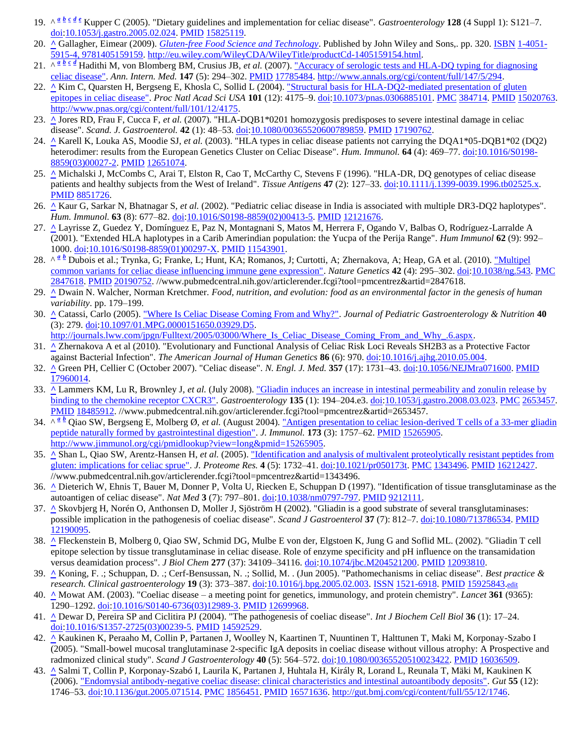19. ^ a b c d e Kupper C (2005). "Dietary guidelines and implementation for celiac disease". *Gastroenterology* **128** (4 Suppl 1): S121–7. doi:10.1053/j.gastro.2005.02.024. PMID 15825119.
20. ^ Gallagher, Eimear (2009). *Gluten-free Food Science and Technology*. Published by John Wiley and Sons,. pp. 320. ISBN 1-4051-5915-4, 9781405159159. http://eu.wiley.com/WileyCDA/WileyTitle/productCd-1405159154.html.
21. ^ a b c d Hadithi M, von Blomberg BM, Crusius JB, *et al.* (2007). "Accuracy of serologic tests and HLA-DQ typing for diagnosing celiac disease". *Ann. Intern. Med.* **147** (5): 294–302. PMID 17785484. http://www.annals.org/cgi/content/full/147/5/294.
22. ^ Kim C, Quarsten H, Bergseng E, Khosla C, Sollid L (2004). "Structural basis for HLA-DQ2-mediated presentation of gluten epitopes in celiac disease". *Proc Natl Acad Sci USA* **101** (12): 4175–9. doi:10.1073/pnas.0306885101. PMC 384714. PMID 15020763. http://www.pnas.org/cgi/content/full/101/12/4175.
23. ^ Jores RD, Frau F, Cucca F, *et al.* (2007). "HLA-DQB1*0201 homozygosis predisposes to severe intestinal damage in celiac disease". *Scand. J. Gastroenterol.* **42** (1): 48–53. doi:10.1080/00365520600789859. PMID 17190762.
24. ^ Karell K, Louka AS, Moodie SJ, *et al.* (2003). "HLA types in celiac disease patients not carrying the DQA1*05-DQB1*02 (DQ2) heterodimer: results from the European Genetics Cluster on Celiac Disease". *Hum. Immunol.* **64** (4): 469–77. doi:10.1016/S0198-8859(03)00027-2. PMID 12651074.
25. ^ Michalski J, McCombs C, Arai T, Elston R, Cao T, McCarthy C, Stevens F (1996). "HLA-DR, DQ genotypes of celiac disease patients and healthy subjects from the West of Ireland". *Tissue Antigens* **47** (2): 127–33. doi:10.1111/j.1399-0039.1996.tb02525.x. PMID 8851726.
26. ^ Kaur G, Sarkar N, Bhatnagar S, *et al.* (2002). "Pediatric celiac disease in India is associated with multiple DR3-DQ2 haplotypes". *Hum. Immunol.* **63** (8): 677–82. doi:10.1016/S0198-8859(02)00413-5. PMID 12121676.
27. ^ Layrisse Z, Guedez Y, Domínguez E, Paz N, Montagnani S, Matos M, Herrera F, Ogando V, Balbas O, Rodríguez-Larralde A (2001). "Extended HLA haplotypes in a Carib Amerindian population: the Yucpa of the Perija Range". *Hum Immunol* **62** (9): 992–1000. doi:10.1016/S0198-8859(01)00297-X. PMID 11543901.
28. ^ a b Dubois et al.; Trynka, G; Franke, L; Hunt, KA; Romanos, J; Curtotti, A; Zhernakova, A; Heap, GA et al. (2010). "Multipel common variants for celiac diease influencing immune gene expression". *Nature Genetics* **42** (4): 295–302. doi:10.1038/ng.543. PMC 2847618. PMID 20190752. //www.pubmedcentral.nih.gov/articlerender.fcgi?tool=pmcentrez&artid=2847618.
29. ^ Dwain N. Walcher, Norman Kretchmer. *Food, nutrition, and evolution: food as an environmental factor in the genesis of human variability*. pp. 179–199.
30. ^ Catassi, Carlo (2005). "Where Is Celiac Disease Coming From and Why?". *Journal of Pediatric Gastroenterology & Nutrition* **40** (3): 279. doi:10.1097/01.MPG.0000151650.03929.D5. http://journals.lww.com/jpgn/Fulltext/2005/03000/Where_Is_Celiac_Disease_Coming_From_and_Why_.6.aspx.
31. ^ Zhernakova A et al (2010). "Evolutionary and Functional Analysis of Celiac Risk Loci Reveals SH2B3 as a Protective Factor against Bacterial Infection". *The American Journal of Human Genetics* **86** (6): 970. doi:10.1016/j.ajhg.2010.05.004.
32. ^ Green PH, Cellier C (October 2007). "Celiac disease". *N. Engl. J. Med.* **357** (17): 1731–43. doi:10.1056/NEJMra071600. PMID 17960014.
33. ^ Lammers KM, Lu R, Brownley J, *et al.* (July 2008). "Gliadin induces an increase in intestinal permeability and zonulin release by binding to the chemokine receptor CXCR3". *Gastroenterology* **135** (1): 194–204.e3. doi:10.1053/j.gastro.2008.03.023. PMC 2653457. PMID 18485912. //www.pubmedcentral.nih.gov/articlerender.fcgi?tool=pmcentrez&artid=2653457.
34. ^ a b Qiao SW, Bergseng E, Molberg Ø, *et al.* (August 2004). "Antigen presentation to celiac lesion-derived T cells of a 33-mer gliadin peptide naturally formed by gastrointestinal digestion". *J. Immunol.* **173** (3): 1757–62. PMID 15265905. http://www.jimmunol.org/cgi/pmidlookup?view=long&pmid=15265905.
35. ^ Shan L, Qiao SW, Arentz-Hansen H, *et al.* (2005). "Identification and analysis of multivalent proteolytically resistant peptides from gluten: implications for celiac sprue". *J. Proteome Res.* **4** (5): 1732–41. doi:10.1021/pr050173t. PMC 1343496. PMID 16212427. //www.pubmedcentral.nih.gov/articlerender.fcgi?tool=pmcentrez&artid=1343496.
36. ^ Dieterich W, Ehnis T, Bauer M, Donner P, Volta U, Riecken E, Schuppan D (1997). "Identification of tissue transglutaminase as the autoantigen of celiac disease". *Nat Med* **3** (7): 797–801. doi:10.1038/nm0797-797. PMID 9212111.
37. ^ Skovbjerg H, Norén O, Anthonsen D, Moller J, Sjöström H (2002). "Gliadin is a good substrate of several transglutaminases: possible implication in the pathogenesis of coeliac disease". *Scand J Gastroenterol* **37** (7): 812–7. doi:10.1080/713786534. PMID 12190095.
38. ^ Fleckenstein B, Molberg 0, Qiao SW, Schmid DG, Mulbe E von der, Elgstoen K, Jung G and Soflid ML. (2002). "Gliadin T cell epitope selection by tissue transglutaminase in celiac disease. Role of enzyme specificity and pH influence on the transamidation versus deamidation process". *J Biol Chem* **277** (37): 34109–34116. doi:10.1074/jbc.M204521200. PMID 12093810.
39. ^ Koning, F. .; Schuppan, D. .; Cerf-Bensussan, N. .; Sollid, M. . (Jun 2005). "Pathomechanisms in celiac disease". *Best practice & research. Clinical gastroenterology* **19** (3): 373–387. doi:10.1016/j.bpg.2005.02.003. ISSN 1521-6918. PMID 15925843.edit
40. ^ Mowat AM. (2003). "Coeliac disease – a meeting point for genetics, immunology, and protein chemistry". *Lancet* **361** (9365): 1290–1292. doi:10.1016/S0140-6736(03)12989-3. PMID 12699968.
41. ^ Dewar D, Pereira SP and Ciclitira PJ (2004). "The pathogenesis of coeliac disease". *Int J Biochem Cell Biol* **36** (1): 17–24. doi:10.1016/S1357-2725(03)00239-5. PMID 14592529.
42. ^ Kaukinen K, Peraaho M, Collin P, Partanen J, Woolley N, Kaartinen T, Nuuntinen T, Halttunen T, Maki M, Korponay-Szabo I (2005). "Small-bowel mucosal tranglutaminase 2-specific IgA deposits in coeliac disease without villous atrophy: A Prospective and radmonized clinical study". *Scand J Gastroenterology* **40** (5): 564–572. doi:10.1080/00365520510023422. PMID 16036509.
43. ^ Salmi T, Collin P, Korponay-Szabó I, Laurila K, Partanen J, Huhtala H, Király R, Lorand L, Reunala T, Mäki M, Kaukinen K (2006). "Endomysial antibody-negative coeliac disease: clinical characteristics and intestinal autoantibody deposits". *Gut* **55** (12): 1746–53. doi:10.1136/gut.2005.071514. PMC 1856451. PMID 16571636. http://gut.bmj.com/cgi/content/full/55/12/1746.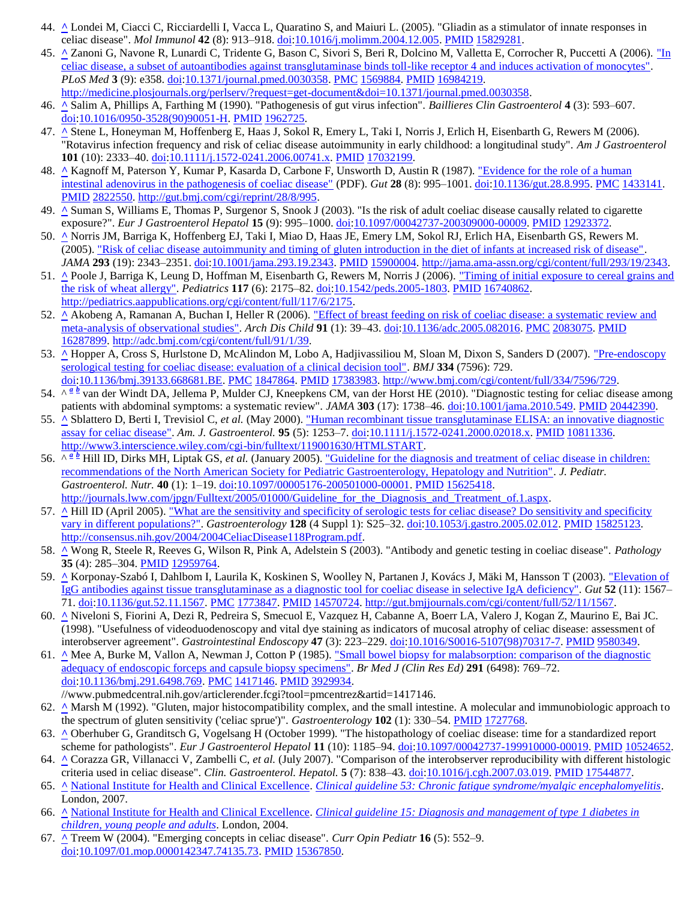44. ^ Londei M, Ciacci C, Ricciardelli I, Vacca L, Quaratino S, and Maiuri L. (2005). "Gliadin as a stimulator of innate responses in celiac disease". *Mol Immunol* **42** (8): 913–918. doi:10.1016/j.molimm.2004.12.005. PMID 15829281.
45. ^ Zanoni G, Navone R, Lunardi C, Tridente G, Bason C, Sivori S, Beri R, Dolcino M, Valletta E, Corrocher R, Puccetti A (2006). "In celiac disease, a subset of autoantibodies against transglutaminase binds toll-like receptor 4 and induces activation of monocytes". *PLoS Med* **3** (9): e358. doi:10.1371/journal.pmed.0030358. PMC 1569884. PMID 16984219. http://medicine.plosjournals.org/perlserv/?request=get-document&doi=10.1371/journal.pmed.0030358.
46. ^ Salim A, Phillips A, Farthing M (1990). "Pathogenesis of gut virus infection". *Baillieres Clin Gastroenterol* **4** (3): 593–607. doi:10.1016/0950-3528(90)90051-H. PMID 1962725.
47. ^ Stene L, Honeyman M, Hoffenberg E, Haas J, Sokol R, Emery L, Taki I, Norris J, Erlich H, Eisenbarth G, Rewers M (2006). "Rotavirus infection frequency and risk of celiac disease autoimmunity in early childhood: a longitudinal study". *Am J Gastroenterol* **101** (10): 2333–40. doi:10.1111/j.1572-0241.2006.00741.x. PMID 17032199.
48. ^ Kagnoff M, Paterson Y, Kumar P, Kasarda D, Carbone F, Unsworth D, Austin R (1987). "Evidence for the role of a human intestinal adenovirus in the pathogenesis of coeliac disease" (PDF). *Gut* **28** (8): 995–1001. doi:10.1136/gut.28.8.995. PMC 1433141. PMID 2822550. http://gut.bmj.com/cgi/reprint/28/8/995.
49. ^ Suman S, Williams E, Thomas P, Surgenor S, Snook J (2003). "Is the risk of adult coeliac disease causally related to cigarette exposure?". *Eur J Gastroenterol Hepatol* **15** (9): 995–1000. doi:10.1097/00042737-200309000-00009. PMID 12923372.
50. ^ Norris JM, Barriga K, Hoffenberg EJ, Taki I, Miao D, Haas JE, Emery LM, Sokol RJ, Erlich HA, Eisenbarth GS, Rewers M. (2005). "Risk of celiac disease autoimmunity and timing of gluten introduction in the diet of infants at increased risk of disease". *JAMA* **293** (19): 2343–2351. doi:10.1001/jama.293.19.2343. PMID 15900004. http://jama.ama-assn.org/cgi/content/full/293/19/2343.
51. ^ Poole J, Barriga K, Leung D, Hoffman M, Eisenbarth G, Rewers M, Norris J (2006). "Timing of initial exposure to cereal grains and the risk of wheat allergy". *Pediatrics* **117** (6): 2175–82. doi:10.1542/peds.2005-1803. PMID 16740862. http://pediatrics.aappublications.org/cgi/content/full/117/6/2175.
52. ^ Akobeng A, Ramanan A, Buchan I, Heller R (2006). "Effect of breast feeding on risk of coeliac disease: a systematic review and meta-analysis of observational studies". *Arch Dis Child* **91** (1): 39–43. doi:10.1136/adc.2005.082016. PMC 2083075. PMID 16287899. http://adc.bmj.com/cgi/content/full/91/1/39.
53. ^ Hopper A, Cross S, Hurlstone D, McAlindon M, Lobo A, Hadjivassiliou M, Sloan M, Dixon S, Sanders D (2007). "Pre-endoscopy serological testing for coeliac disease: evaluation of a clinical decision tool". *BMJ* **334** (7596): 729. doi:10.1136/bmj.39133.668681.BE. PMC 1847864. PMID 17383983. http://www.bmj.com/cgi/content/full/334/7596/729.
54. ^ [a] [b] van der Windt DA, Jellema P, Mulder CJ, Kneepkens CM, van der Horst HE (2010). "Diagnostic testing for celiac disease among patients with abdominal symptoms: a systematic review". *JAMA* **303** (17): 1738–46. doi:10.1001/jama.2010.549. PMID 20442390.
55. ^ Sblattero D, Berti I, Trevisiol C, *et al.* (May 2000). "Human recombinant tissue transglutaminase ELISA: an innovative diagnostic assay for celiac disease". *Am. J. Gastroenterol.* **95** (5): 1253–7. doi:10.1111/j.1572-0241.2000.02018.x. PMID 10811336. http://www3.interscience.wiley.com/cgi-bin/fulltext/119001630/HTMLSTART.
56. ^ [a] [b] Hill ID, Dirks MH, Liptak GS, *et al.* (January 2005). "Guideline for the diagnosis and treatment of celiac disease in children: recommendations of the North American Society for Pediatric Gastroenterology, Hepatology and Nutrition". *J. Pediatr. Gastroenterol. Nutr.* **40** (1): 1–19. doi:10.1097/00005176-200501000-00001. PMID 15625418. http://journals.lww.com/jpgn/Fulltext/2005/01000/Guideline_for_the_Diagnosis_and_Treatment_of.1.aspx.
57. ^ Hill ID (April 2005). "What are the sensitivity and specificity of serologic tests for celiac disease? Do sensitivity and specificity vary in different populations?". *Gastroenterology* **128** (4 Suppl 1): S25–32. doi:10.1053/j.gastro.2005.02.012. PMID 15825123. http://consensus.nih.gov/2004/2004CeliacDisease118Program.pdf.
58. ^ Wong R, Steele R, Reeves G, Wilson R, Pink A, Adelstein S (2003). "Antibody and genetic testing in coeliac disease". *Pathology* **35** (4): 285–304. PMID 12959764.
59. ^ Korponay-Szabó I, Dahlbom I, Laurila K, Koskinen S, Woolley N, Partanen J, Kovács J, Mäki M, Hansson T (2003). "Elevation of IgG antibodies against tissue transglutaminase as a diagnostic tool for coeliac disease in selective IgA deficiency". *Gut* **52** (11): 1567–71. doi:10.1136/gut.52.11.1567. PMC 1773847. PMID 14570724. http://gut.bmjjournals.com/cgi/content/full/52/11/1567.
60. ^ Niveloni S, Fiorini A, Dezi R, Pedreira S, Smecuol E, Vazquez H, Cabanne A, Boerr LA, Valero J, Kogan Z, Maurino E, Bai JC. (1998). "Usefulness of videoduodenoscopy and vital dye staining as indicators of mucosal atrophy of celiac disease: assessment of interobserver agreement". *Gastrointestinal Endoscopy* **47** (3): 223–229. doi:10.1016/S0016-5107(98)70317-7. PMID 9580349.
61. ^ Mee A, Burke M, Vallon A, Newman J, Cotton P (1985). "Small bowel biopsy for malabsorption: comparison of the diagnostic adequacy of endoscopic forceps and capsule biopsy specimens". *Br Med J (Clin Res Ed)* **291** (6498): 769–72. doi:10.1136/bmj.291.6498.769. PMC 1417146. PMID 3929934. //www.pubmedcentral.nih.gov/articlerender.fcgi?tool=pmcentrez&artid=1417146.
62. ^ Marsh M (1992). "Gluten, major histocompatibility complex, and the small intestine. A molecular and immunobiologic approach to the spectrum of gluten sensitivity ('celiac sprue')". *Gastroenterology* **102** (1): 330–54. PMID 1727768.
63. ^ Oberhuber G, Granditsch G, Vogelsang H (October 1999). "The histopathology of coeliac disease: time for a standardized report scheme for pathologists". *Eur J Gastroenterol Hepatol* **11** (10): 1185–94. doi:10.1097/00042737-199910000-00019. PMID 10524652.
64. ^ Corazza GR, Villanacci V, Zambelli C, *et al.* (July 2007). "Comparison of the interobserver reproducibility with different histologic criteria used in celiac disease". *Clin. Gastroenterol. Hepatol.* **5** (7): 838–43. doi:10.1016/j.cgh.2007.03.019. PMID 17544877.
65. ^ National Institute for Health and Clinical Excellence. *Clinical guideline 53: Chronic fatigue syndrome/myalgic encephalomyelitis*. London, 2007.
66. ^ National Institute for Health and Clinical Excellence. *Clinical guideline 15: Diagnosis and management of type 1 diabetes in children, young people and adults*. London, 2004.
67. ^ Treem W (2004). "Emerging concepts in celiac disease". *Curr Opin Pediatr* **16** (5): 552–9. doi:10.1097/01.mop.0000142347.74135.73. PMID 15367850.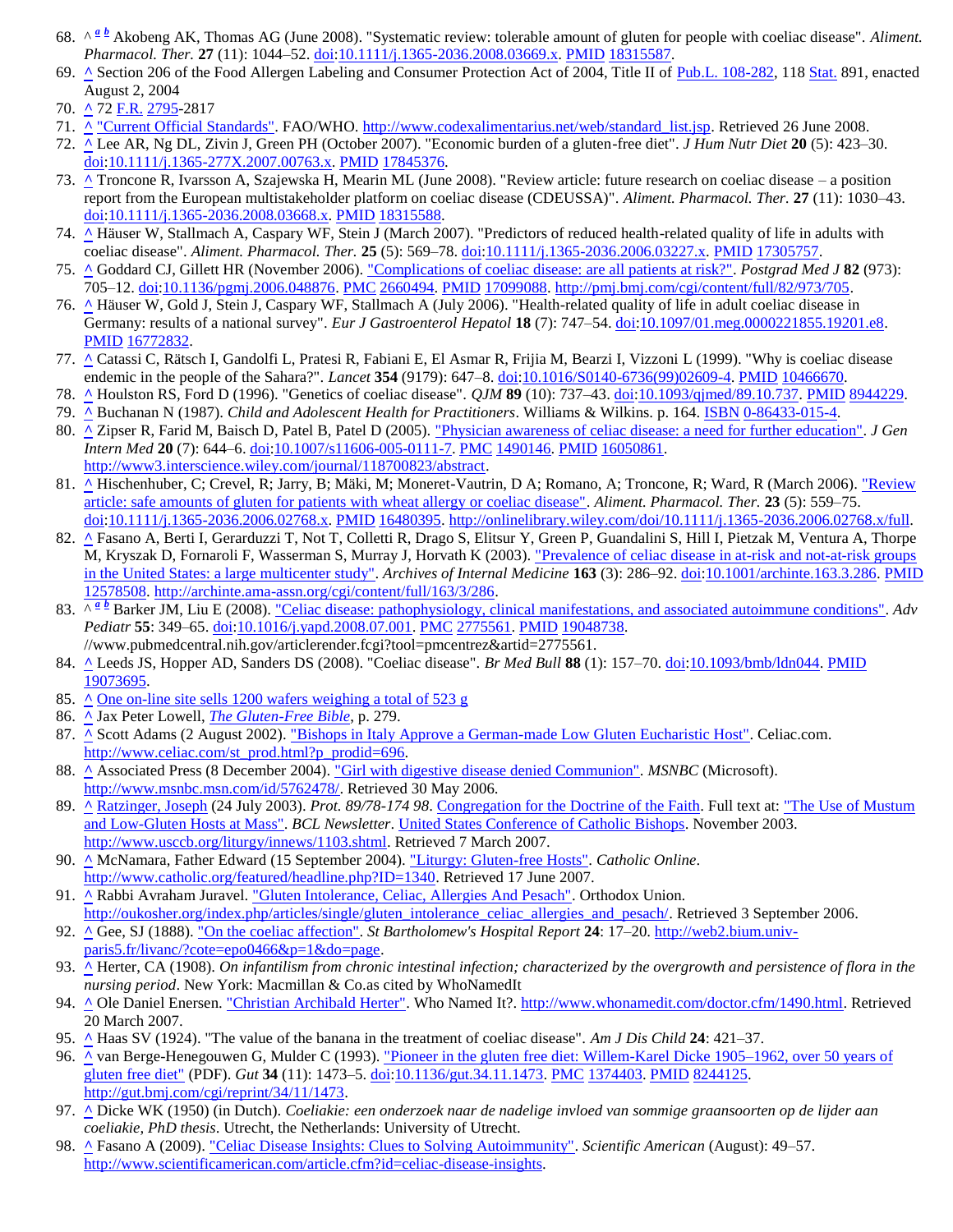68. ^ *a* *b* Akobeng AK, Thomas AG (June 2008). "Systematic review: tolerable amount of gluten for people with coeliac disease". *Aliment. Pharmacol. Ther.* **27** (11): 1044–52. doi:10.1111/j.1365-2036.2008.03669.x. PMID 18315587.
69. ^ Section 206 of the Food Allergen Labeling and Consumer Protection Act of 2004, Title II of Pub.L. 108-282, 118 Stat. 891, enacted August 2, 2004
70. ^ 72 F.R. 2795-2817
71. ^ "Current Official Standards". FAO/WHO. http://www.codexalimentarius.net/web/standard_list.jsp. Retrieved 26 June 2008.
72. ^ Lee AR, Ng DL, Zivin J, Green PH (October 2007). "Economic burden of a gluten-free diet". *J Hum Nutr Diet* **20** (5): 423–30. doi:10.1111/j.1365-277X.2007.00763.x. PMID 17845376.
73. ^ Troncone R, Ivarsson A, Szajewska H, Mearin ML (June 2008). "Review article: future research on coeliac disease – a position report from the European multistakeholder platform on coeliac disease (CDEUSSA)". *Aliment. Pharmacol. Ther.* **27** (11): 1030–43. doi:10.1111/j.1365-2036.2008.03668.x. PMID 18315588.
74. ^ Häuser W, Stallmach A, Caspary WF, Stein J (March 2007). "Predictors of reduced health-related quality of life in adults with coeliac disease". *Aliment. Pharmacol. Ther.* **25** (5): 569–78. doi:10.1111/j.1365-2036.2006.03227.x. PMID 17305757.
75. ^ Goddard CJ, Gillett HR (November 2006). "Complications of coeliac disease: are all patients at risk?". *Postgrad Med J* **82** (973): 705–12. doi:10.1136/pgmj.2006.048876. PMC 2660494. PMID 17099088. http://pmj.bmj.com/cgi/content/full/82/973/705.
76. ^ Häuser W, Gold J, Stein J, Caspary WF, Stallmach A (July 2006). "Health-related quality of life in adult coeliac disease in Germany: results of a national survey". *Eur J Gastroenterol Hepatol* **18** (7): 747–54. doi:10.1097/01.meg.0000221855.19201.e8. PMID 16772832.
77. ^ Catassi C, Rätsch I, Gandolfi L, Pratesi R, Fabiani E, El Asmar R, Frijia M, Bearzi I, Vizzoni L (1999). "Why is coeliac disease endemic in the people of the Sahara?". *Lancet* **354** (9179): 647–8. doi:10.1016/S0140-6736(99)02609-4. PMID 10466670.
78. ^ Houlston RS, Ford D (1996). "Genetics of coeliac disease". *QJM* **89** (10): 737–43. doi:10.1093/qjmed/89.10.737. PMID 8944229.
79. ^ Buchanan N (1987). *Child and Adolescent Health for Practitioners*. Williams & Wilkins. p. 164. ISBN 0-86433-015-4.
80. ^ Zipser R, Farid M, Baisch D, Patel B, Patel D (2005). "Physician awareness of celiac disease: a need for further education". *J Gen Intern Med* **20** (7): 644–6. doi:10.1007/s11606-005-0111-7. PMC 1490146. PMID 16050861. http://www3.interscience.wiley.com/journal/118700823/abstract.
81. ^ Hischenhuber, C; Crevel, R; Jarry, B; Mäki, M; Moneret-Vautrin, D A; Romano, A; Troncone, R; Ward, R (March 2006). "Review article: safe amounts of gluten for patients with wheat allergy or coeliac disease". *Aliment. Pharmacol. Ther.* **23** (5): 559–75. doi:10.1111/j.1365-2036.2006.02768.x. PMID 16480395. http://onlinelibrary.wiley.com/doi/10.1111/j.1365-2036.2006.02768.x/full.
82. ^ Fasano A, Berti I, Gerarduzzi T, Not T, Colletti R, Drago S, Elitsur Y, Green P, Guandalini S, Hill I, Pietzak M, Ventura A, Thorpe M, Kryszak D, Fornaroli F, Wasserman S, Murray J, Horvath K (2003). "Prevalence of celiac disease in at-risk and not-at-risk groups in the United States: a large multicenter study". *Archives of Internal Medicine* **163** (3): 286–92. doi:10.1001/archinte.163.3.286. PMID 12578508. http://archinte.ama-assn.org/cgi/content/full/163/3/286.
83. ^ *a* *b* Barker JM, Liu E (2008). "Celiac disease: pathophysiology, clinical manifestations, and associated autoimmune conditions". *Adv Pediatr* **55**: 349–65. doi:10.1016/j.yapd.2008.07.001. PMC 2775561. PMID 19048738. //www.pubmedcentral.nih.gov/articlerender.fcgi?tool=pmcentrez&artid=2775561.
84. ^ Leeds JS, Hopper AD, Sanders DS (2008). "Coeliac disease". *Br Med Bull* **88** (1): 157–70. doi:10.1093/bmb/ldn044. PMID 19073695.
85. ^ One on-line site sells 1200 wafers weighing a total of 523 g
86. ^ Jax Peter Lowell, *The Gluten-Free Bible*, p. 279.
87. ^ Scott Adams (2 August 2002). "Bishops in Italy Approve a German-made Low Gluten Eucharistic Host". Celiac.com. http://www.celiac.com/st_prod.html?p_prodid=696.
88. ^ Associated Press (8 December 2004). "Girl with digestive disease denied Communion". *MSNBC* (Microsoft). http://www.msnbc.msn.com/id/5762478/. Retrieved 30 May 2006.
89. ^ Ratzinger, Joseph (24 July 2003). *Prot. 89/78-174 98*. Congregation for the Doctrine of the Faith. Full text at: "The Use of Mustum and Low-Gluten Hosts at Mass". *BCL Newsletter*. United States Conference of Catholic Bishops. November 2003. http://www.usccb.org/liturgy/innews/1103.shtml. Retrieved 7 March 2007.
90. ^ McNamara, Father Edward (15 September 2004). "Liturgy: Gluten-free Hosts". *Catholic Online*. http://www.catholic.org/featured/headline.php?ID=1340. Retrieved 17 June 2007.
91. ^ Rabbi Avraham Juravel. "Gluten Intolerance, Celiac, Allergies And Pesach". Orthodox Union. http://oukosher.org/index.php/articles/single/gluten_intolerance_celiac_allergies_and_pesach/. Retrieved 3 September 2006.
92. ^ Gee, SJ (1888). "On the coeliac affection". *St Bartholomew's Hospital Report* **24**: 17–20. http://web2.bium.univ-paris5.fr/livanc/?cote=epo0466&p=1&do=page.
93. ^ Herter, CA (1908). *On infantilism from chronic intestinal infection; characterized by the overgrowth and persistence of flora in the nursing period*. New York: Macmillan & Co.as cited by WhoNamedIt
94. ^ Ole Daniel Enersen. "Christian Archibald Herter". Who Named It?. http://www.whonamedit.com/doctor.cfm/1490.html. Retrieved 20 March 2007.
95. ^ Haas SV (1924). "The value of the banana in the treatment of coeliac disease". *Am J Dis Child* **24**: 421–37.
96. ^ van Berge-Henegouwen G, Mulder C (1993). "Pioneer in the gluten free diet: Willem-Karel Dicke 1905–1962, over 50 years of gluten free diet" (PDF). *Gut* **34** (11): 1473–5. doi:10.1136/gut.34.11.1473. PMC 1374403. PMID 8244125. http://gut.bmj.com/cgi/reprint/34/11/1473.
97. ^ Dicke WK (1950) (in Dutch). *Coeliakie: een onderzoek naar de nadelige invloed van sommige graansoorten op de lijder aan coeliakie, PhD thesis*. Utrecht, the Netherlands: University of Utrecht.
98. ^ Fasano A (2009). "Celiac Disease Insights: Clues to Solving Autoimmunity". *Scientific American* (August): 49–57. http://www.scientificamerican.com/article.cfm?id=celiac-disease-insights.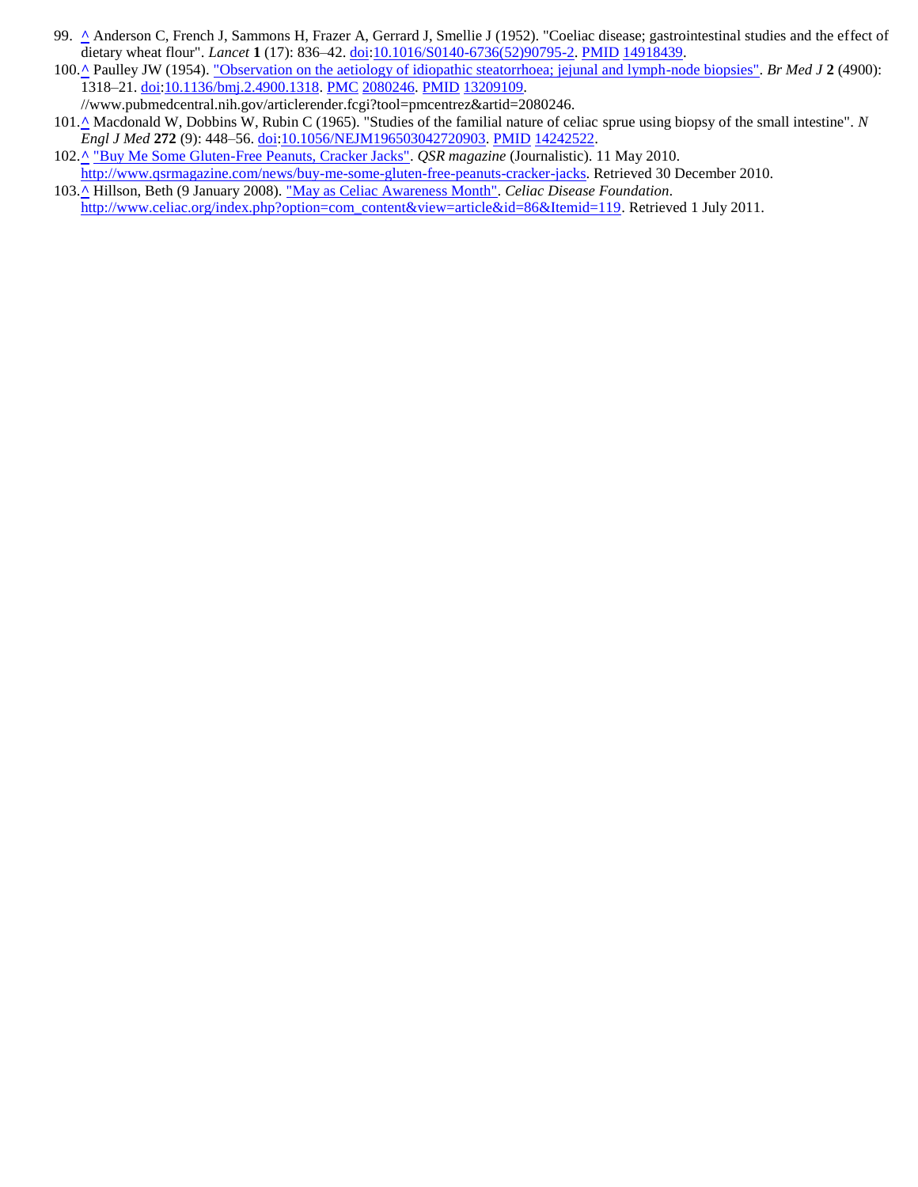99. ^ Anderson C, French J, Sammons H, Frazer A, Gerrard J, Smellie J (1952). "Coeliac disease; gastrointestinal studies and the effect of dietary wheat flour". *Lancet* **1** (17): 836–42. doi:10.1016/S0140-6736(52)90795-2. PMID 14918439.
100. ^ Paulley JW (1954). "Observation on the aetiology of idiopathic steatorrhoea; jejunal and lymph-node biopsies". *Br Med J* **2** (4900): 1318–21. doi:10.1136/bmj.2.4900.1318. PMC 2080246. PMID 13209109. //www.pubmedcentral.nih.gov/articlerender.fcgi?tool=pmcentrez&artid=2080246.
101. ^ Macdonald W, Dobbins W, Rubin C (1965). "Studies of the familial nature of celiac sprue using biopsy of the small intestine". *N Engl J Med* **272** (9): 448–56. doi:10.1056/NEJM196503042720903. PMID 14242522.
102. ^ "Buy Me Some Gluten-Free Peanuts, Cracker Jacks". *QSR magazine* (Journalistic). 11 May 2010. http://www.qsrmagazine.com/news/buy-me-some-gluten-free-peanuts-cracker-jacks. Retrieved 30 December 2010.
103. ^ Hillson, Beth (9 January 2008). "May as Celiac Awareness Month". *Celiac Disease Foundation*. http://www.celiac.org/index.php?option=com_content&view=article&id=86&Itemid=119. Retrieved 1 July 2011.